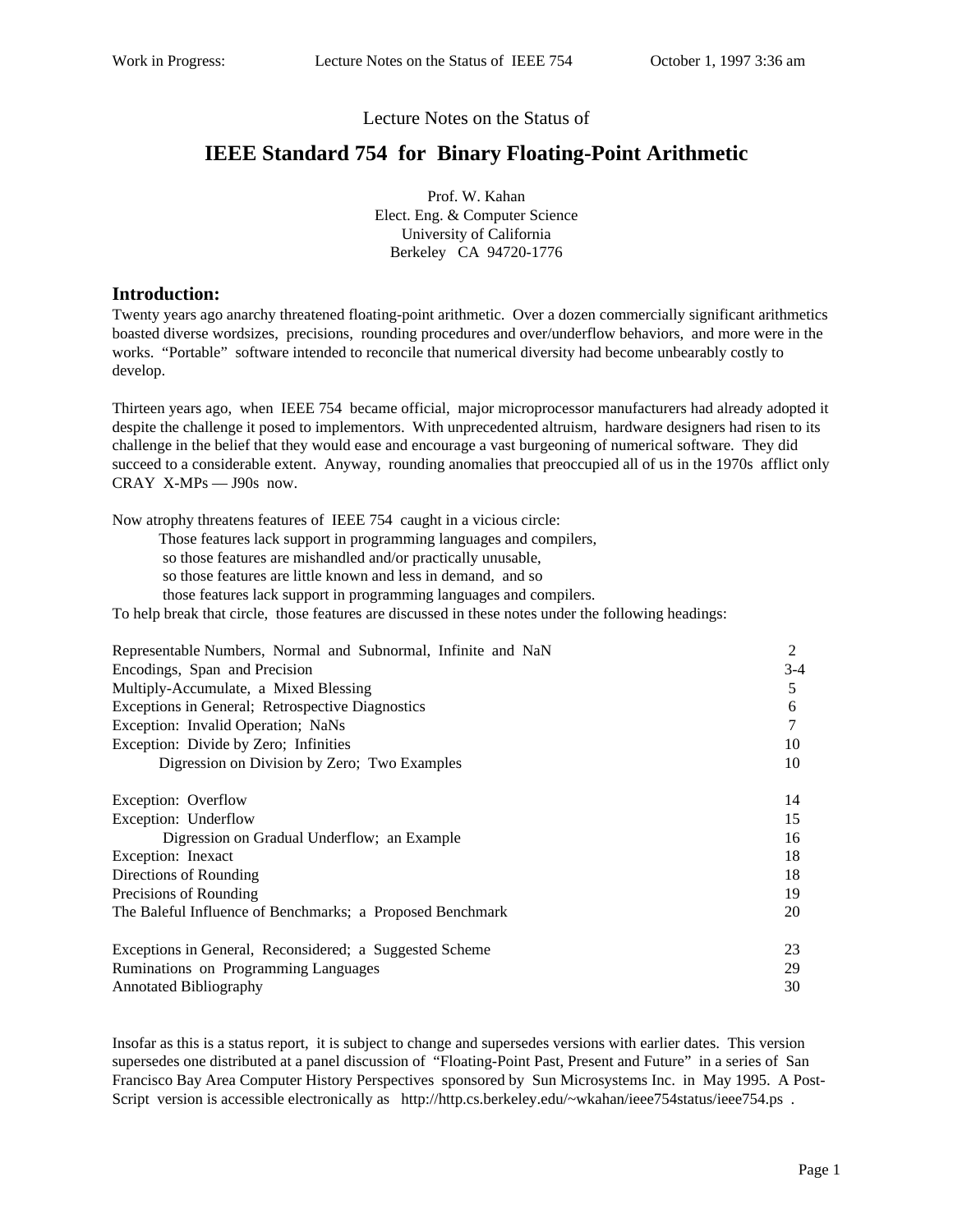Lecture Notes on the Status of

# IEEE Standard 754 for Binary Floating-Point Arithmetic

Prof. W. Kahan
Elect. Eng. & Computer Science
University of California
Berkeley CA 94720-1776

## Introduction:

Twenty years ago anarchy threatened floating-point arithmetic. Over a dozen commercially significant arithmetics boasted diverse wordsizes, precisions, rounding procedures and over/underflow behaviors, and more were in the works. "Portable" software intended to reconcile that numerical diversity had become unbearably costly to develop.

Thirteen years ago, when IEEE 754 became official, major microprocessor manufacturers had already adopted it despite the challenge it posed to implementors. With unprecedented altruism, hardware designers had risen to its challenge in the belief that they would ease and encourage a vast burgeoning of numerical software. They did succeed to a considerable extent. Anyway, rounding anomalies that preoccupied all of us in the 1970s afflict only CRAY X-MPs — J90s now.

Now atrophy threatens features of IEEE 754 caught in a vicious circle:

> Those features lack support in programming languages and compilers,
> so those features are mishandled and/or practically unusable,
> so those features are little known and less in demand, and so
> those features lack support in programming languages and compilers.

To help break that circle, those features are discussed in these notes under the following headings:

| | |
|---|---|
| Representable Numbers, Normal and Subnormal, Infinite and NaN | 2 |
| Encodings, Span and Precision | 3-4 |
| Multiply-Accumulate, a Mixed Blessing | 5 |
| Exceptions in General; Retrospective Diagnostics | 6 |
| Exception: Invalid Operation; NaNs | 7 |
| Exception: Divide by Zero; Infinities | 10 |
| Digression on Division by Zero; Two Examples | 10 |
| Exception: Overflow | 14 |
| Exception: Underflow | 15 |
| Digression on Gradual Underflow; an Example | 16 |
| Exception: Inexact | 18 |
| Directions of Rounding | 18 |
| Precisions of Rounding | 19 |
| The Baleful Influence of Benchmarks; a Proposed Benchmark | 20 |
| Exceptions in General, Reconsidered; a Suggested Scheme | 23 |
| Ruminations on Programming Languages | 29 |
| Annotated Bibliography | 30 |

Insofar as this is a status report, it is subject to change and supersedes versions with earlier dates. This version supersedes one distributed at a panel discussion of "Floating-Point Past, Present and Future" in a series of San Francisco Bay Area Computer History Perspectives sponsored by Sun Microsystems Inc. in May 1995. A Post-Script version is accessible electronically as http://http.cs.berkeley.edu/~wkahan/ieee754status/ieee754.ps .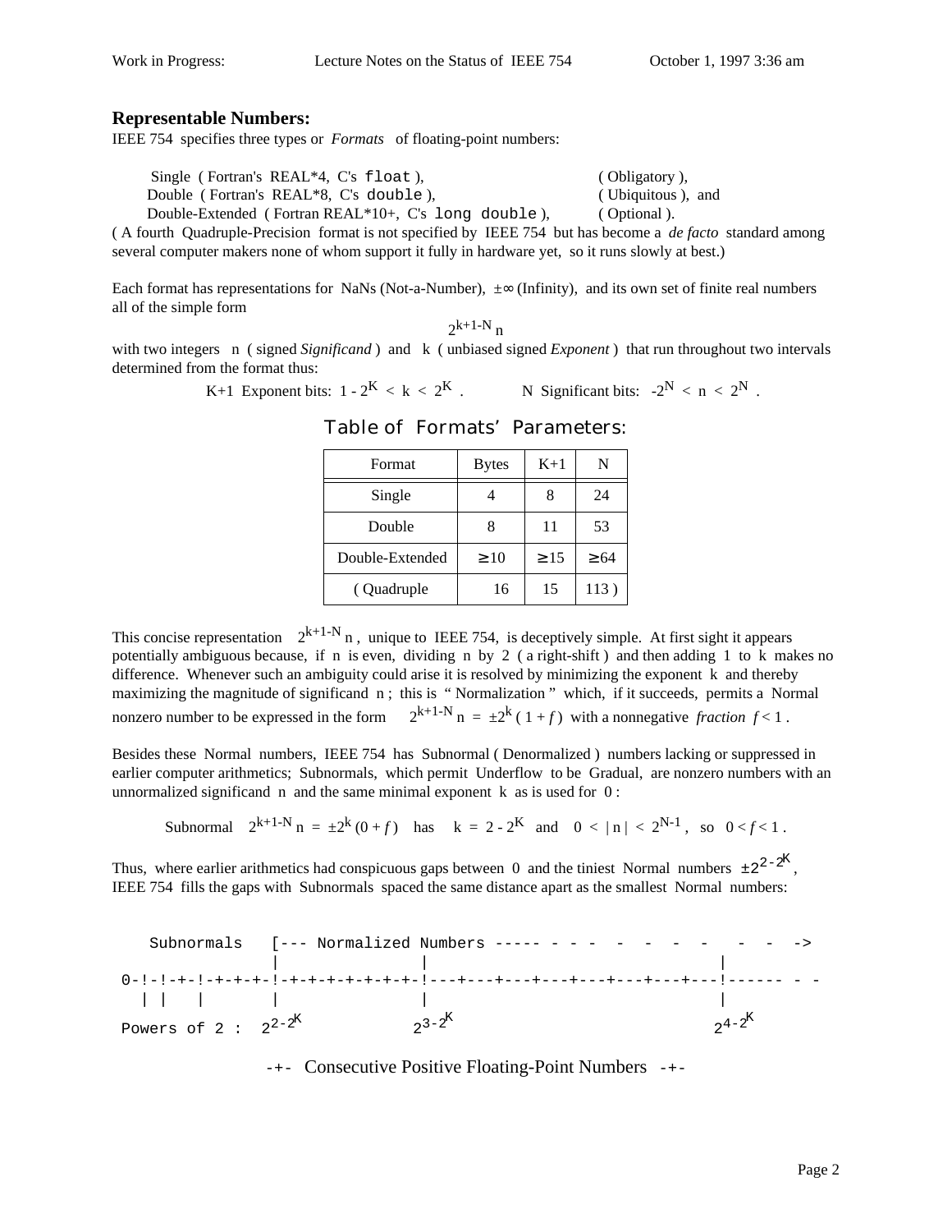## Representable Numbers:

IEEE 754 specifies three types or *Formats* of floating-point numbers:

Single ( Fortran's REAL*4, C's `float` ), ( Obligatory ),
Double ( Fortran's REAL*8, C's `double` ), ( Ubiquitous ), and
Double-Extended ( Fortran REAL*10+, C's `long double` ), ( Optional ).

( A fourth Quadruple-Precision format is not specified by IEEE 754 but has become a *de facto* standard among several computer makers none of whom support it fully in hardware yet, so it runs slowly at best.)

Each format has representations for NaNs (Not-a-Number), ±∞ (Infinity), and its own set of finite real numbers all of the simple form

$$2^{k+1-N} n$$

with two integers n ( signed *Significand* ) and k ( unbiased signed *Exponent* ) that run throughout two intervals determined from the format thus:

K+1 Exponent bits: $1 - 2^K < k < 2^K$ . N Significant bits: $-2^N < n < 2^N$ .

### Table of Formats' Parameters:

| Format | Bytes | K+1 | N |
|---|---|---|---|
| Single | 4 | 8 | 24 |
| Double | 8 | 11 | 53 |
| Double-Extended | ≥ 10 | ≥ 15 | ≥ 64 |
| ( Quadruple | 16 | 15 | 113 ) |

This concise representation $2^{k+1-N} n$ , unique to IEEE 754, is deceptively simple. At first sight it appears potentially ambiguous because, if n is even, dividing n by 2 ( a right-shift ) and then adding 1 to k makes no difference. Whenever such an ambiguity could arise it is resolved by minimizing the exponent k and thereby maximizing the magnitude of significand n ; this is " Normalization " which, if it succeeds, permits a Normal nonzero number to be expressed in the form $2^{k+1-N} n = \pm 2^k ( 1 + f )$ with a nonnegative *fraction* $f < 1$ .

Besides these Normal numbers, IEEE 754 has Subnormal ( Denormalized ) numbers lacking or suppressed in earlier computer arithmetics; Subnormals, which permit Underflow to be Gradual, are nonzero numbers with an unnormalized significand n and the same minimal exponent k as is used for 0 :

Subnormal $2^{k+1-N} n = \pm 2^k (0 + f)$ has $k = 2 - 2^K$ and $0 < |n| < 2^{N-1}$ , so $0 < f < 1$ .

Thus, where earlier arithmetics had conspicuous gaps between 0 and the tiniest Normal numbers $\pm 2^{2-2^K}$ , IEEE 754 fills the gaps with Subnormals spaced the same distance apart as the smallest Normal numbers:

```
   Subnormals   [--- Normalized Numbers ----- - - -  -  -  -  -   -  -  ->
                |               |                            |
0-!-!-+-!-+-+-+-!-+-+-+-+-+-+-+-!---+---+---+---+---+---+---+---!------ - -
  | |   |       |               |                            |
Powers of 2 :  2^(2-2^K)        2^(3-2^K)                    2^(4-2^K)
```

-+- Consecutive Positive Floating-Point Numbers -+-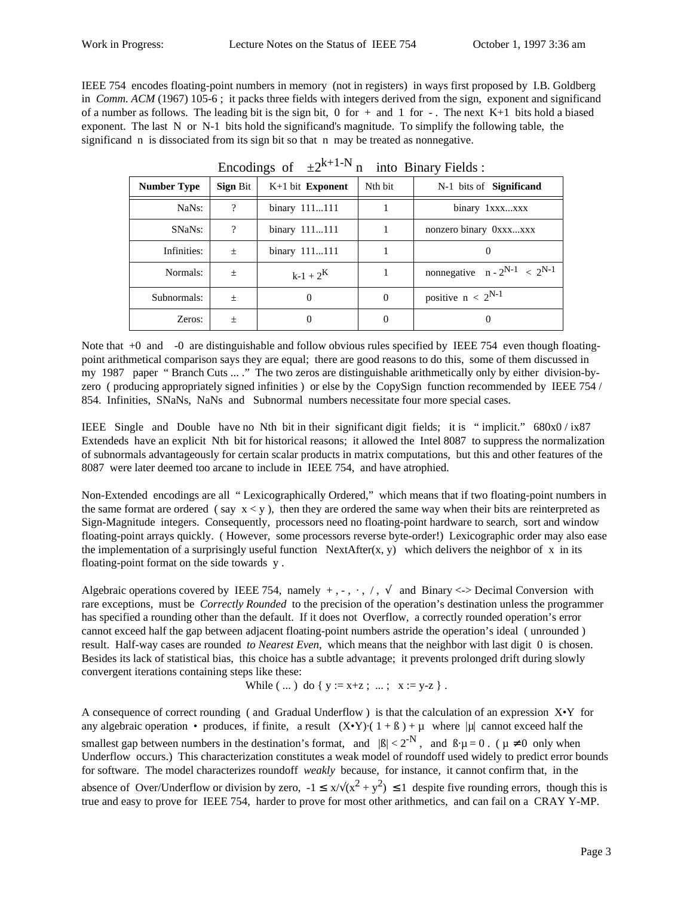IEEE 754 encodes floating-point numbers in memory (not in registers) in ways first proposed by I.B. Goldberg in *Comm. ACM* (1967) 105-6 ; it packs three fields with integers derived from the sign, exponent and significand of a number as follows. The leading bit is the sign bit, 0 for + and 1 for - . The next K+1 bits hold a biased exponent. The last N or N-1 bits hold the significand's magnitude. To simplify the following table, the significand n is dissociated from its sign bit so that n may be treated as nonnegative.

Encodings of $\pm 2^{k+1-N}\,n$ into Binary Fields :

| **Number Type** | **Sign** Bit | K+1 bit **Exponent** | Nth bit | N-1 bits of **Significand** |
|---|---|---|---|---|
| NaNs: | ? | binary 111...111 | 1 | binary 1xxx...xxx |
| SNaNs: | ? | binary 111...111 | 1 | nonzero binary 0xxx...xxx |
| Infinities: | ± | binary 111...111 | 1 | 0 |
| Normals: | ± | $k\text{-}1 + 2^K$ | 1 | nonnegative $n - 2^{N-1} < 2^{N-1}$ |
| Subnormals: | ± | 0 | 0 | positive $n < 2^{N-1}$ |
| Zeros: | ± | 0 | 0 | 0 |

Note that +0 and -0 are distinguishable and follow obvious rules specified by IEEE 754 even though floating-point arithmetical comparison says they are equal; there are good reasons to do this, some of them discussed in my 1987 paper " Branch Cuts ... ." The two zeros are distinguishable arithmetically only by either division-by-zero ( producing appropriately signed infinities ) or else by the CopySign function recommended by IEEE 754 / 854. Infinities, SNaNs, NaNs and Subnormal numbers necessitate four more special cases.

IEEE Single and Double have no Nth bit in their significant digit fields; it is " implicit." 680x0 / ix87 Extendeds have an explicit Nth bit for historical reasons; it allowed the Intel 8087 to suppress the normalization of subnormals advantageously for certain scalar products in matrix computations, but this and other features of the 8087 were later deemed too arcane to include in IEEE 754, and have atrophied.

Non-Extended encodings are all " Lexicographically Ordered," which means that if two floating-point numbers in the same format are ordered ( say $x < y$ ), then they are ordered the same way when their bits are reinterpreted as Sign-Magnitude integers. Consequently, processors need no floating-point hardware to search, sort and window floating-point arrays quickly. ( However, some processors reverse byte-order!) Lexicographic order may also ease the implementation of a surprisingly useful function NextAfter(x, y) which delivers the neighbor of x in its floating-point format on the side towards y .

Algebraic operations covered by IEEE 754, namely + , - , · , / , √ and Binary <-> Decimal Conversion with rare exceptions, must be *Correctly Rounded* to the precision of the operation's destination unless the programmer has specified a rounding other than the default. If it does not Overflow, a correctly rounded operation's error cannot exceed half the gap between adjacent floating-point numbers astride the operation's ideal ( unrounded ) result. Half-way cases are rounded *to Nearest Even*, which means that the neighbor with last digit 0 is chosen. Besides its lack of statistical bias, this choice has a subtle advantage; it prevents prolonged drift during slowly convergent iterations containing steps like these:

While ( ... ) do { y := x+z ; ... ; x := y-z } .

A consequence of correct rounding ( and Gradual Underflow ) is that the calculation of an expression X•Y for any algebraic operation • produces, if finite, a result $(X\bullet Y)\cdot(1 + ß) + \mu$ where $|\mu|$ cannot exceed half the smallest gap between numbers in the destination's format, and $|ß| < 2^{-N}$, and $ß\cdot\mu = 0$ . ( $\mu \neq 0$ only when Underflow occurs.) This characterization constitutes a weak model of roundoff used widely to predict error bounds for software. The model characterizes roundoff *weakly* because, for instance, it cannot confirm that, in the absence of Over/Underflow or division by zero, $-1 \le x/\sqrt{(x^2 + y^2)} \le 1$ despite five rounding errors, though this is true and easy to prove for IEEE 754, harder to prove for most other arithmetics, and can fail on a CRAY Y-MP.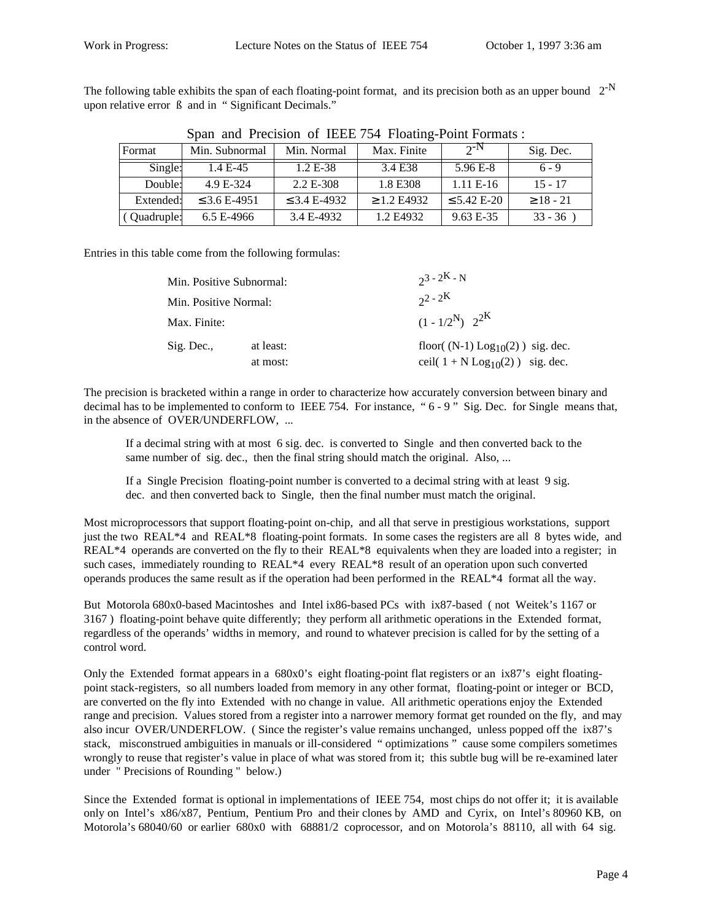The following table exhibits the span of each floating-point format, and its precision both as an upper bound $2^{-N}$ upon relative error ß and in " Significant Decimals."

Span and Precision of IEEE 754 Floating-Point Formats :

| Format | Min. Subnormal | Min. Normal | Max. Finite | $2^{-N}$ | Sig. Dec. |
|---|---|---|---|---|---|
| Single: | 1.4 E-45 | 1.2 E-38 | 3.4 E38 | 5.96 E-8 | 6 - 9 |
| Double: | 4.9 E-324 | 2.2 E-308 | 1.8 E308 | 1.11 E-16 | 15 - 17 |
| Extended: | ≤ 3.6 E-4951 | ≤ 3.4 E-4932 | ≥ 1.2 E4932 | ≤ 5.42 E-20 | ≥ 18 - 21 |
| ( Quadruple: | 6.5 E-4966 | 3.4 E-4932 | 1.2 E4932 | 9.63 E-35 | 33 - 36 ) |

Entries in this table come from the following formulas:

| | | |
|---|---|---|
| Min. Positive Subnormal: | | $2^{3 - 2^K - N}$ |
| Min. Positive Normal: | | $2^{2 - 2^K}$ |
| Max. Finite: | | $(1 - 1/2^N)\ \ 2^{2^K}$ |
| Sig. Dec., | at least: | floor( (N-1) $\text{Log}_{10}(2)$ ) sig. dec. |
| | at most: | ceil( 1 + N $\text{Log}_{10}(2)$ ) sig. dec. |

The precision is bracketed within a range in order to characterize how accurately conversion between binary and decimal has to be implemented to conform to IEEE 754. For instance, " 6 - 9 " Sig. Dec. for Single means that, in the absence of OVER/UNDERFLOW, ...

> If a decimal string with at most 6 sig. dec. is converted to Single and then converted back to the same number of sig. dec., then the final string should match the original. Also, ...
>
> If a Single Precision floating-point number is converted to a decimal string with at least 9 sig. dec. and then converted back to Single, then the final number must match the original.

Most microprocessors that support floating-point on-chip, and all that serve in prestigious workstations, support just the two REAL*4 and REAL*8 floating-point formats. In some cases the registers are all 8 bytes wide, and REAL*4 operands are converted on the fly to their REAL*8 equivalents when they are loaded into a register; in such cases, immediately rounding to REAL*4 every REAL*8 result of an operation upon such converted operands produces the same result as if the operation had been performed in the REAL*4 format all the way.

But Motorola 680x0-based Macintoshes and Intel ix86-based PCs with ix87-based ( not Weitek's 1167 or 3167 ) floating-point behave quite differently; they perform all arithmetic operations in the Extended format, regardless of the operands' widths in memory, and round to whatever precision is called for by the setting of a control word.

Only the Extended format appears in a 680x0's eight floating-point flat registers or an ix87's eight floating-point stack-registers, so all numbers loaded from memory in any other format, floating-point or integer or BCD, are converted on the fly into Extended with no change in value. All arithmetic operations enjoy the Extended range and precision. Values stored from a register into a narrower memory format get rounded on the fly, and may also incur OVER/UNDERFLOW. ( Since the register's value remains unchanged, unless popped off the ix87's stack, misconstrued ambiguities in manuals or ill-considered " optimizations " cause some compilers sometimes wrongly to reuse that register's value in place of what was stored from it; this subtle bug will be re-examined later under " Precisions of Rounding " below.)

Since the Extended format is optional in implementations of IEEE 754, most chips do not offer it; it is available only on Intel's x86/x87, Pentium, Pentium Pro and their clones by AMD and Cyrix, on Intel's 80960 KB, on Motorola's 68040/60 or earlier 680x0 with 68881/2 coprocessor, and on Motorola's 88110, all with 64 sig.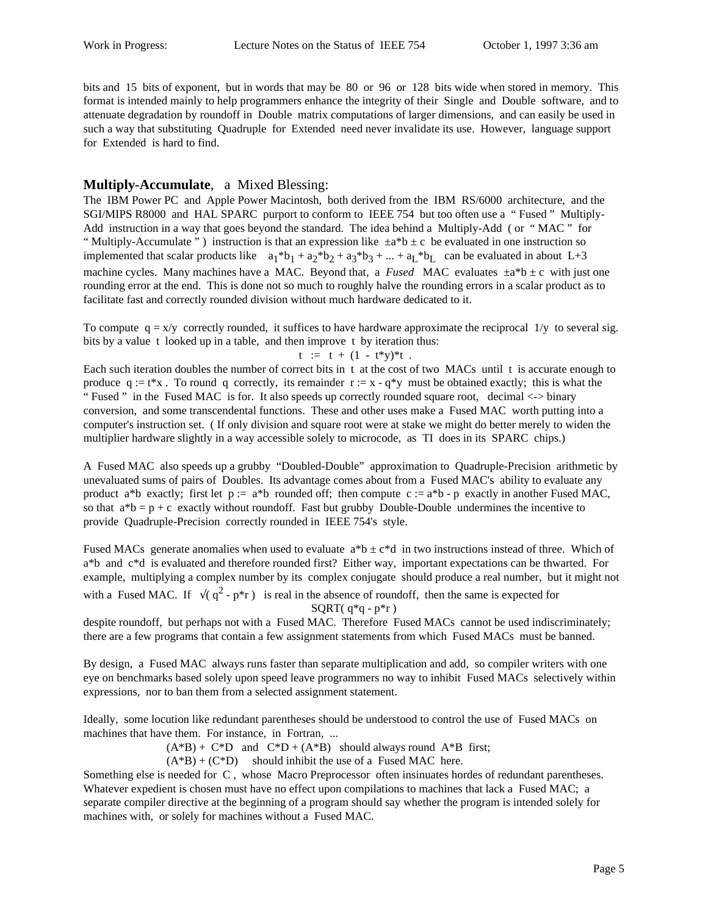bits and 15 bits of exponent, but in words that may be 80 or 96 or 128 bits wide when stored in memory. This format is intended mainly to help programmers enhance the integrity of their Single and Double software, and to attenuate degradation by roundoff in Double matrix computations of larger dimensions, and can easily be used in such a way that substituting Quadruple for Extended need never invalidate its use. However, language support for Extended is hard to find.

## **Multiply-Accumulate**, a Mixed Blessing:

The IBM Power PC and Apple Power Macintosh, both derived from the IBM RS/6000 architecture, and the SGI/MIPS R8000 and HAL SPARC purport to conform to IEEE 754 but too often use a " Fused " Multiply-Add instruction in a way that goes beyond the standard. The idea behind a Multiply-Add ( or " MAC " for " Multiply-Accumulate " ) instruction is that an expression like $\pm a*b \pm c$ be evaluated in one instruction so implemented that scalar products like $a_1*b_1 + a_2*b_2 + a_3*b_3 + ... + a_L*b_L$ can be evaluated in about L+3 machine cycles. Many machines have a MAC. Beyond that, a *Fused* MAC evaluates $\pm a*b \pm c$ with just one rounding error at the end. This is done not so much to roughly halve the rounding errors in a scalar product as to facilitate fast and correctly rounded division without much hardware dedicated to it.

To compute $q = x/y$ correctly rounded, it suffices to have hardware approximate the reciprocal $1/y$ to several sig. bits by a value $t$ looked up in a table, and then improve $t$ by iteration thus:

$$t \ := \ t \ + \ (1 \ - \ t*y)*t \ .$$

Each such iteration doubles the number of correct bits in $t$ at the cost of two MACs until $t$ is accurate enough to produce $q := t*x$ . To round $q$ correctly, its remainder $r := x - q*y$ must be obtained exactly; this is what the " Fused " in the Fused MAC is for. It also speeds up correctly rounded square root, decimal <-> binary conversion, and some transcendental functions. These and other uses make a Fused MAC worth putting into a computer's instruction set. ( If only division and square root were at stake we might do better merely to widen the multiplier hardware slightly in a way accessible solely to microcode, as TI does in its SPARC chips.)

A Fused MAC also speeds up a grubby "Doubled-Double" approximation to Quadruple-Precision arithmetic by unevaluated sums of pairs of Doubles. Its advantage comes about from a Fused MAC's ability to evaluate any product $a*b$ exactly; first let $p := a*b$ rounded off; then compute $c := a*b - p$ exactly in another Fused MAC, so that $a*b = p + c$ exactly without roundoff. Fast but grubby Double-Double undermines the incentive to provide Quadruple-Precision correctly rounded in IEEE 754's style.

Fused MACs generate anomalies when used to evaluate $a*b \pm c*d$ in two instructions instead of three. Which of $a*b$ and $c*d$ is evaluated and therefore rounded first? Either way, important expectations can be thwarted. For example, multiplying a complex number by its complex conjugate should produce a real number, but it might not with a Fused MAC. If $\sqrt{( q^2 - p*r )}$ is real in the absence of roundoff, then the same is expected for

SQRT( q*q - p*r )

despite roundoff, but perhaps not with a Fused MAC. Therefore Fused MACs cannot be used indiscriminately; there are a few programs that contain a few assignment statements from which Fused MACs must be banned.

By design, a Fused MAC always runs faster than separate multiplication and add, so compiler writers with one eye on benchmarks based solely upon speed leave programmers no way to inhibit Fused MACs selectively within expressions, nor to ban them from a selected assignment statement.

Ideally, some locution like redundant parentheses should be understood to control the use of Fused MACs on machines that have them. For instance, in Fortran, ...

(A*B) + C*D and C*D + (A*B) should always round A*B first;
(A*B) + (C*D) should inhibit the use of a Fused MAC here.

Something else is needed for C , whose Macro Preprocessor often insinuates hordes of redundant parentheses. Whatever expedient is chosen must have no effect upon compilations to machines that lack a Fused MAC; a separate compiler directive at the beginning of a program should say whether the program is intended solely for machines with, or solely for machines without a Fused MAC.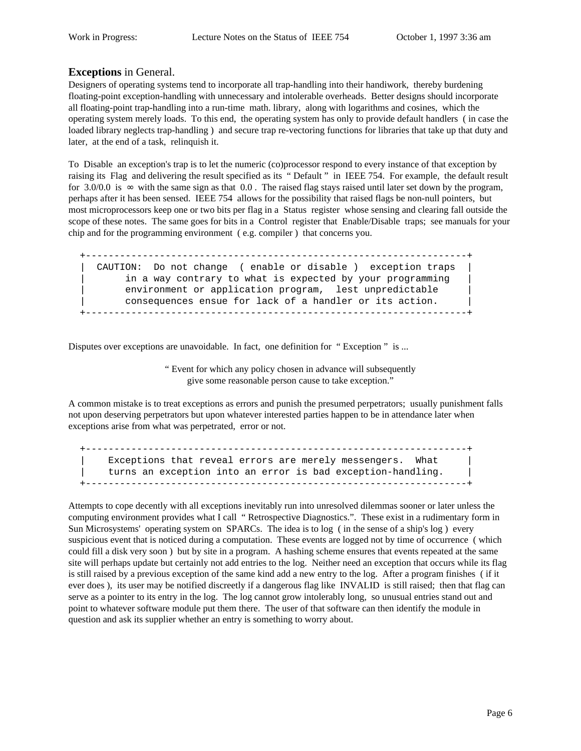## **Exceptions** in General.

Designers of operating systems tend to incorporate all trap-handling into their handiwork, thereby burdening floating-point exception-handling with unnecessary and intolerable overheads. Better designs should incorporate all floating-point trap-handling into a run-time math. library, along with logarithms and cosines, which the operating system merely loads. To this end, the operating system has only to provide default handlers ( in case the loaded library neglects trap-handling ) and secure trap re-vectoring functions for libraries that take up that duty and later, at the end of a task, relinquish it.

To Disable an exception's trap is to let the numeric (co)processor respond to every instance of that exception by raising its Flag and delivering the result specified as its " Default " in IEEE 754. For example, the default result for 3.0/0.0 is $\infty$ with the same sign as that 0.0 . The raised flag stays raised until later set down by the program, perhaps after it has been sensed. IEEE 754 allows for the possibility that raised flags be non-null pointers, but most microprocessors keep one or two bits per flag in a Status register whose sensing and clearing fall outside the scope of these notes. The same goes for bits in a Control register that Enable/Disable traps; see manuals for your chip and for the programming environment ( e.g. compiler ) that concerns you.

```
+------------------------------------------------------------------+
|  CAUTION:  Do not change  ( enable or disable )  exception traps  |
|       in a way contrary to what is expected by your programming   |
|       environment or application program,  lest unpredictable     |
|       consequences ensue for lack of a handler or its action.     |
+------------------------------------------------------------------+
```

Disputes over exceptions are unavoidable. In fact, one definition for " Exception " is ...

> " Event for which any policy chosen in advance will subsequently give some reasonable person cause to take exception."

A common mistake is to treat exceptions as errors and punish the presumed perpetrators; usually punishment falls not upon deserving perpetrators but upon whatever interested parties happen to be in attendance later when exceptions arise from what was perpetrated, error or not.

```
+------------------------------------------------------------------+
|    Exceptions that reveal errors are merely messengers.  What     |
|    turns an exception into an error is bad exception-handling.    |
+------------------------------------------------------------------+
```

Attempts to cope decently with all exceptions inevitably run into unresolved dilemmas sooner or later unless the computing environment provides what I call " Retrospective Diagnostics.". These exist in a rudimentary form in Sun Microsystems' operating system on SPARCs. The idea is to log ( in the sense of a ship's log ) every suspicious event that is noticed during a computation. These events are logged not by time of occurrence ( which could fill a disk very soon ) but by site in a program. A hashing scheme ensures that events repeated at the same site will perhaps update but certainly not add entries to the log. Neither need an exception that occurs while its flag is still raised by a previous exception of the same kind add a new entry to the log. After a program finishes ( if it ever does ), its user may be notified discreetly if a dangerous flag like INVALID is still raised; then that flag can serve as a pointer to its entry in the log. The log cannot grow intolerably long, so unusual entries stand out and point to whatever software module put them there. The user of that software can then identify the module in question and ask its supplier whether an entry is something to worry about.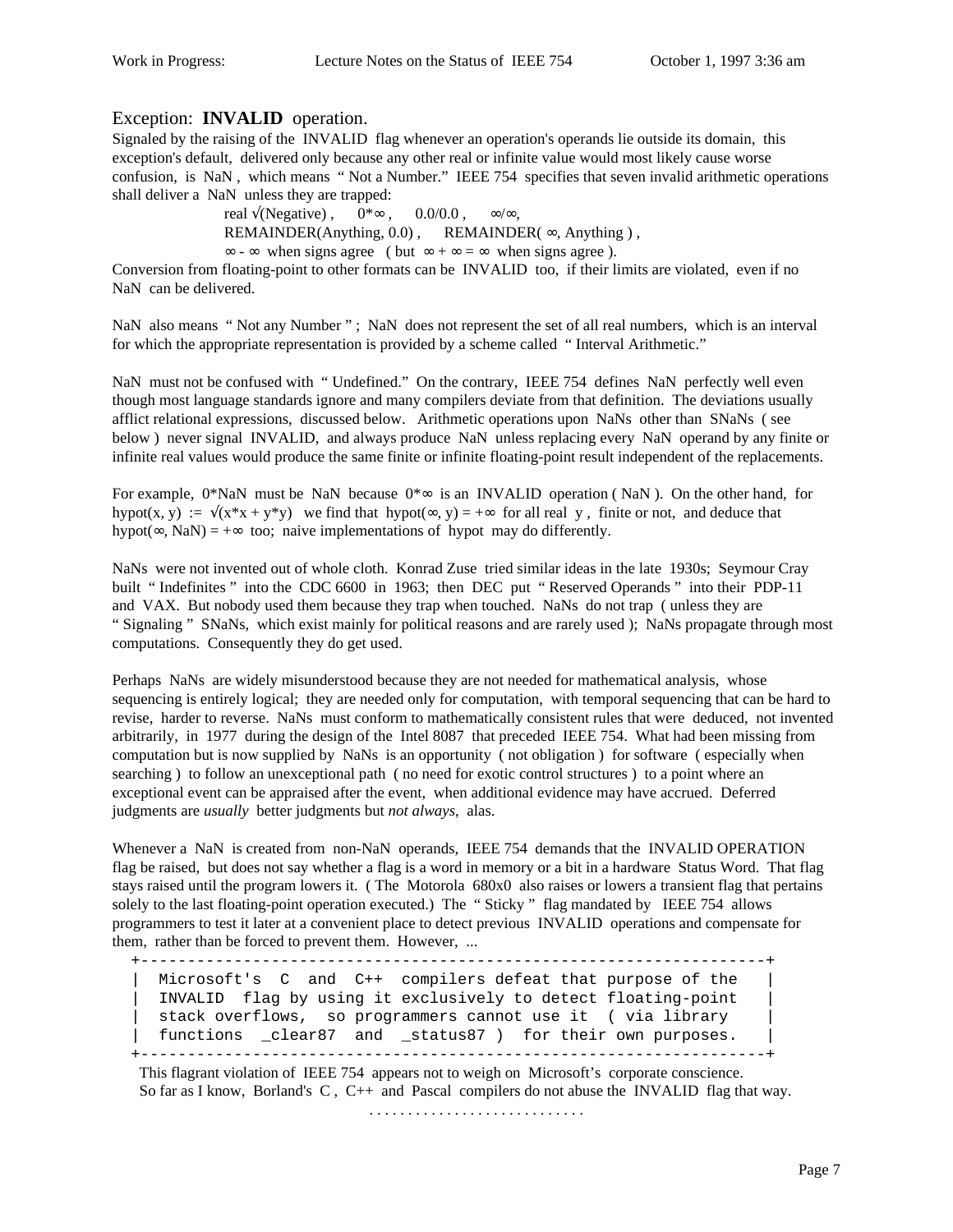## Exception: **INVALID** operation.

Signaled by the raising of the INVALID flag whenever an operation's operands lie outside its domain, this exception's default, delivered only because any other real or infinite value would most likely cause worse confusion, is NaN , which means " Not a Number." IEEE 754 specifies that seven invalid arithmetic operations shall deliver a NaN unless they are trapped:

> real $\sqrt{(\text{Negative})}$ , $0*\infty$ , $0.0/0.0$ , $\infty/\infty$,
> REMAINDER(Anything, 0.0) , REMAINDER( $\infty$, Anything ) ,
> $\infty - \infty$ when signs agree ( but $\infty + \infty = \infty$ when signs agree ).

Conversion from floating-point to other formats can be INVALID too, if their limits are violated, even if no NaN can be delivered.

NaN also means " Not any Number " ; NaN does not represent the set of all real numbers, which is an interval for which the appropriate representation is provided by a scheme called " Interval Arithmetic."

NaN must not be confused with " Undefined." On the contrary, IEEE 754 defines NaN perfectly well even though most language standards ignore and many compilers deviate from that definition. The deviations usually afflict relational expressions, discussed below. Arithmetic operations upon NaNs other than SNaNs ( see below ) never signal INVALID, and always produce NaN unless replacing every NaN operand by any finite or infinite real values would produce the same finite or infinite floating-point result independent of the replacements.

For example, $0*\text{NaN}$ must be NaN because $0*\infty$ is an INVALID operation ( NaN ). On the other hand, for $\text{hypot}(x, y) := \sqrt{(x*x + y*y)}$ we find that $\text{hypot}(\infty, y) = +\infty$ for all real y , finite or not, and deduce that $\text{hypot}(\infty, \text{NaN}) = +\infty$ too; naive implementations of hypot may do differently.

NaNs were not invented out of whole cloth. Konrad Zuse tried similar ideas in the late 1930s; Seymour Cray built " Indefinites " into the CDC 6600 in 1963; then DEC put " Reserved Operands " into their PDP-11 and VAX. But nobody used them because they trap when touched. NaNs do not trap ( unless they are " Signaling " SNaNs, which exist mainly for political reasons and are rarely used ); NaNs propagate through most computations. Consequently they do get used.

Perhaps NaNs are widely misunderstood because they are not needed for mathematical analysis, whose sequencing is entirely logical; they are needed only for computation, with temporal sequencing that can be hard to revise, harder to reverse. NaNs must conform to mathematically consistent rules that were deduced, not invented arbitrarily, in 1977 during the design of the Intel 8087 that preceded IEEE 754. What had been missing from computation but is now supplied by NaNs is an opportunity ( not obligation ) for software ( especially when searching ) to follow an unexceptional path ( no need for exotic control structures ) to a point where an exceptional event can be appraised after the event, when additional evidence may have accrued. Deferred judgments are *usually* better judgments but *not always*, alas.

Whenever a NaN is created from non-NaN operands, IEEE 754 demands that the INVALID OPERATION flag be raised, but does not say whether a flag is a word in memory or a bit in a hardware Status Word. That flag stays raised until the program lowers it. ( The Motorola 680x0 also raises or lowers a transient flag that pertains solely to the last floating-point operation executed.) The " Sticky " flag mandated by IEEE 754 allows programmers to test it later at a convenient place to detect previous INVALID operations and compensate for them, rather than be forced to prevent them. However, ...

```
+-----------------------------------------------------------------+
|  Microsoft's  C  and  C++  compilers defeat that purpose of the  |
|  INVALID  flag by using it exclusively to detect floating-point  |
|  stack overflows,  so programmers cannot use it  ( via library   |
|  functions  _clear87  and  _status87 )  for their own purposes.  |
+-----------------------------------------------------------------+
```

This flagrant violation of IEEE 754 appears not to weigh on Microsoft's corporate conscience.
So far as I know, Borland's C , C++ and Pascal compilers do not abuse the INVALID flag that way.

. . . . . . . . . . . . . . . . . . . . . . . . . . . .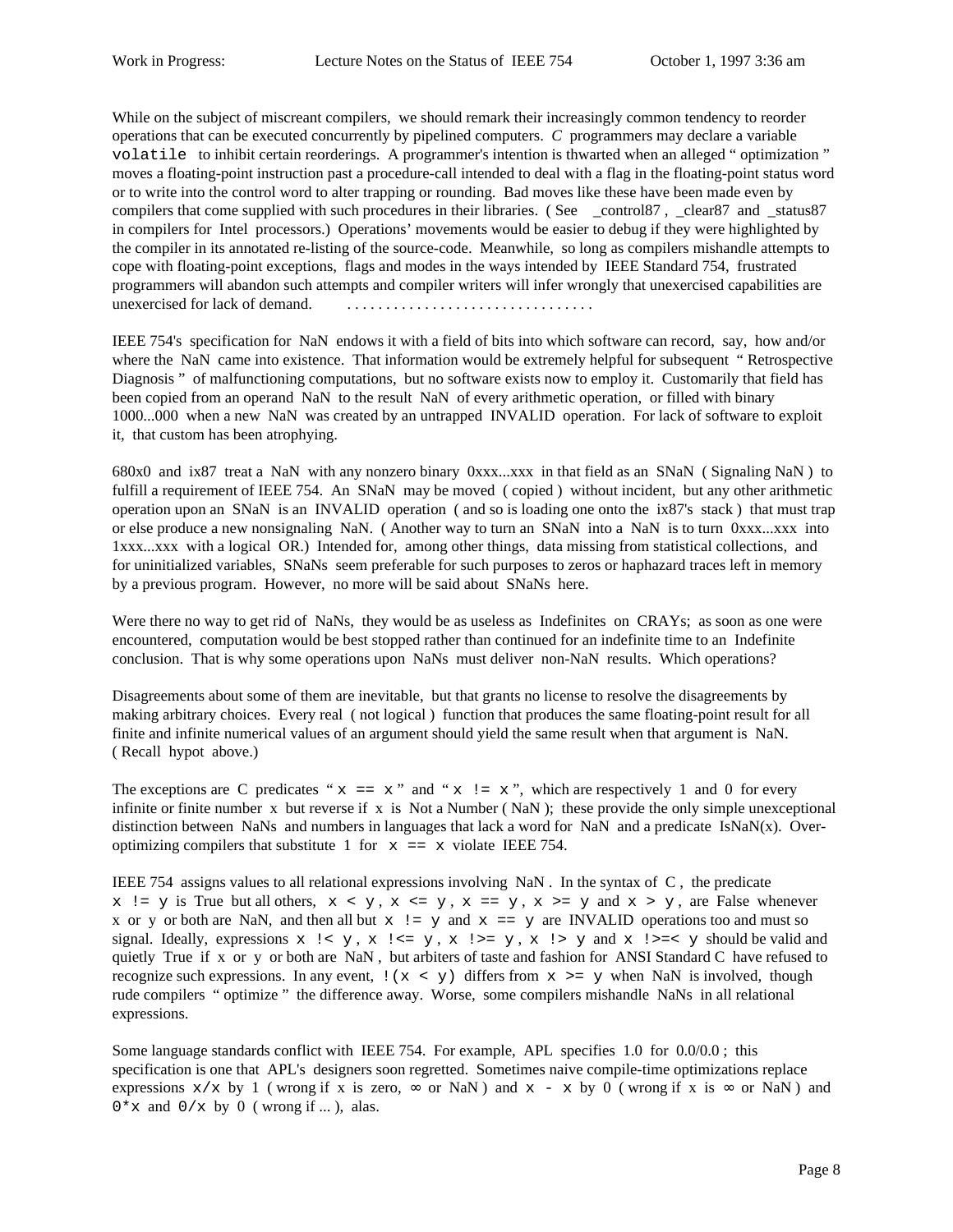While on the subject of miscreant compilers, we should remark their increasingly common tendency to reorder operations that can be executed concurrently by pipelined computers. *C* programmers may declare a variable `volatile` to inhibit certain reorderings. A programmer's intention is thwarted when an alleged " optimization " moves a floating-point instruction past a procedure-call intended to deal with a flag in the floating-point status word or to write into the control word to alter trapping or rounding. Bad moves like these have been made even by compilers that come supplied with such procedures in their libraries. ( See _control87 , _clear87 and _status87 in compilers for Intel processors.) Operations' movements would be easier to debug if they were highlighted by the compiler in its annotated re-listing of the source-code. Meanwhile, so long as compilers mishandle attempts to cope with floating-point exceptions, flags and modes in the ways intended by IEEE Standard 754, frustrated programmers will abandon such attempts and compiler writers will infer wrongly that unexercised capabilities are unexercised for lack of demand. . . . . . . . . . . . . . . . . . . . . . . . . . . . . . . .

IEEE 754's specification for NaN endows it with a field of bits into which software can record, say, how and/or where the NaN came into existence. That information would be extremely helpful for subsequent " Retrospective Diagnosis " of malfunctioning computations, but no software exists now to employ it. Customarily that field has been copied from an operand NaN to the result NaN of every arithmetic operation, or filled with binary 1000...000 when a new NaN was created by an untrapped INVALID operation. For lack of software to exploit it, that custom has been atrophying.

680x0 and ix87 treat a NaN with any nonzero binary 0xxx...xxx in that field as an SNaN ( Signaling NaN ) to fulfill a requirement of IEEE 754. An SNaN may be moved ( copied ) without incident, but any other arithmetic operation upon an SNaN is an INVALID operation ( and so is loading one onto the ix87's stack ) that must trap or else produce a new nonsignaling NaN. ( Another way to turn an SNaN into a NaN is to turn 0xxx...xxx into 1xxx...xxx with a logical OR.) Intended for, among other things, data missing from statistical collections, and for uninitialized variables, SNaNs seem preferable for such purposes to zeros or haphazard traces left in memory by a previous program. However, no more will be said about SNaNs here.

Were there no way to get rid of NaNs, they would be as useless as Indefinites on CRAYs; as soon as one were encountered, computation would be best stopped rather than continued for an indefinite time to an Indefinite conclusion. That is why some operations upon NaNs must deliver non-NaN results. Which operations?

Disagreements about some of them are inevitable, but that grants no license to resolve the disagreements by making arbitrary choices. Every real ( not logical ) function that produces the same floating-point result for all finite and infinite numerical values of an argument should yield the same result when that argument is NaN. ( Recall hypot above.)

The exceptions are C predicates " `x == x` " and " `x != x` ", which are respectively 1 and 0 for every infinite or finite number x but reverse if x is Not a Number ( NaN ); these provide the only simple unexceptional distinction between NaNs and numbers in languages that lack a word for NaN and a predicate IsNaN(x). Over-optimizing compilers that substitute 1 for `x == x` violate IEEE 754.

IEEE 754 assigns values to all relational expressions involving NaN . In the syntax of C , the predicate `x != y` is True but all others, `x < y` , `x <= y` , `x == y` , `x >= y` and `x > y` , are False whenever x or y or both are NaN, and then all but `x != y` and `x == y` are INVALID operations too and must so signal. Ideally, expressions `x !< y` , `x !<= y` , `x !>= y` , `x !> y` and `x !>=< y` should be valid and quietly True if x or y or both are NaN , but arbiters of taste and fashion for ANSI Standard C have refused to recognize such expressions. In any event, `!(x < y)` differs from `x >= y` when NaN is involved, though rude compilers " optimize " the difference away. Worse, some compilers mishandle NaNs in all relational expressions.

Some language standards conflict with IEEE 754. For example, APL specifies 1.0 for 0.0/0.0 ; this specification is one that APL's designers soon regretted. Sometimes naive compile-time optimizations replace expressions `x/x` by 1 ( wrong if x is zero, ∞ or NaN ) and `x - x` by 0 ( wrong if x is ∞ or NaN ) and `0*x` and `0/x` by 0 ( wrong if ... ), alas.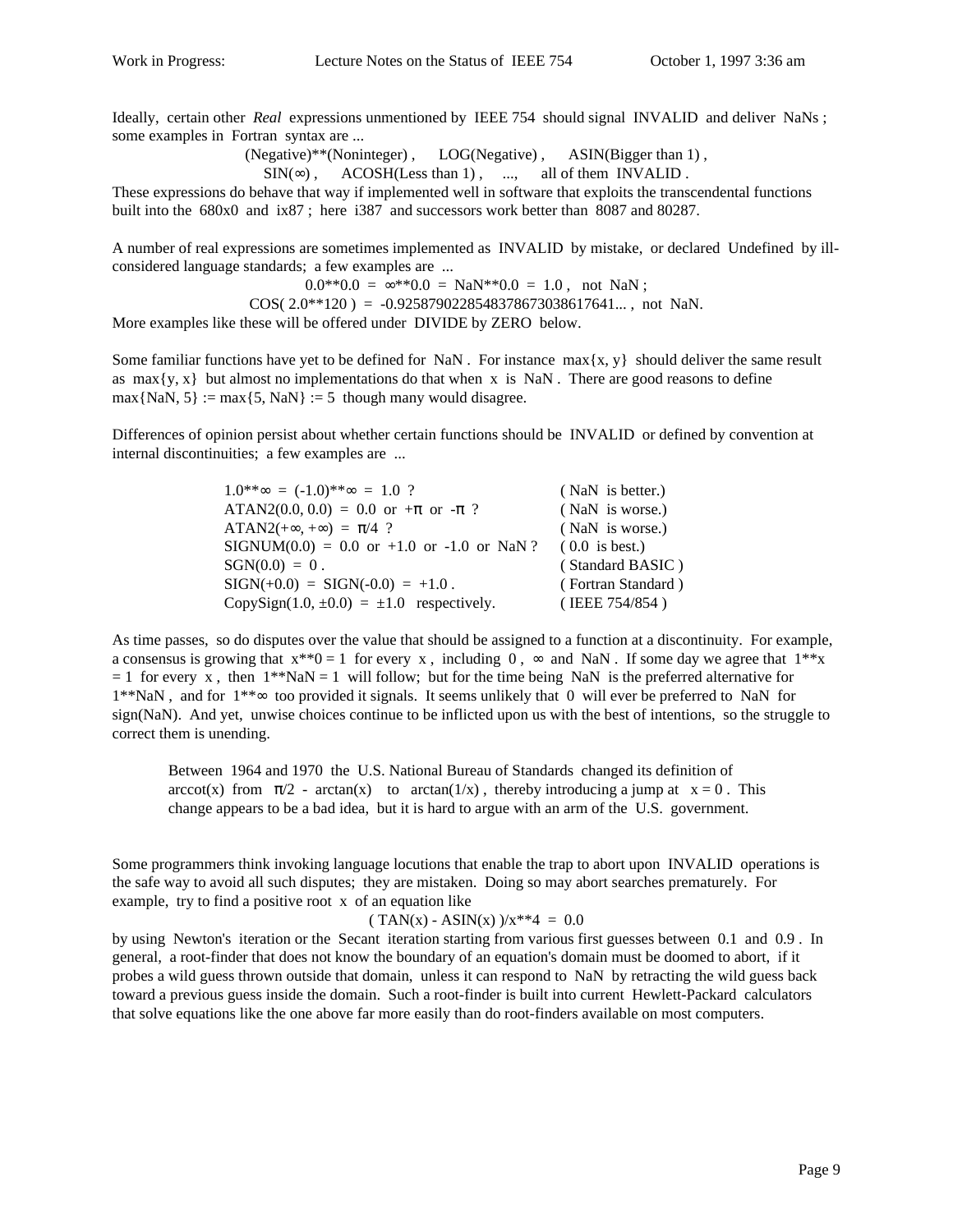Ideally, certain other *Real* expressions unmentioned by IEEE 754 should signal INVALID and deliver NaNs ; some examples in Fortran syntax are ...

(Negative)**(Noninteger) , LOG(Negative) , ASIN(Bigger than 1) ,
SIN(∞) , ACOSH(Less than 1) , ..., all of them INVALID .

These expressions do behave that way if implemented well in software that exploits the transcendental functions built into the 680x0 and ix87 ; here i387 and successors work better than 8087 and 80287.

A number of real expressions are sometimes implemented as INVALID by mistake, or declared Undefined by ill-considered language standards; a few examples are ...

0.0**0.0 = ∞**0.0 = NaN**0.0 = 1.0 , not NaN ;
COS( 2.0**120 ) = -0.9258790228548378673038617641... , not NaN.

More examples like these will be offered under DIVIDE by ZERO below.

Some familiar functions have yet to be defined for NaN . For instance max{x, y} should deliver the same result as max{y, x} but almost no implementations do that when x is NaN . There are good reasons to define max{NaN, 5} := max{5, NaN} := 5 though many would disagree.

Differences of opinion persist about whether certain functions should be INVALID or defined by convention at internal discontinuities; a few examples are ...

| | |
|---|---|
| 1.0**∞ = (-1.0)**∞ = 1.0 ? | ( NaN is better.) |
| ATAN2(0.0, 0.0) = 0.0 or +π or -π ? | ( NaN is worse.) |
| ATAN2(+∞, +∞) = π/4 ? | ( NaN is worse.) |
| SIGNUM(0.0) = 0.0 or +1.0 or -1.0 or NaN ? | ( 0.0 is best.) |
| SGN(0.0) = 0 . | ( Standard BASIC ) |
| SIGN(+0.0) = SIGN(-0.0) = +1.0 . | ( Fortran Standard ) |
| CopySign(1.0, ±0.0) = ±1.0 respectively. | ( IEEE 754/854 ) |

As time passes, so do disputes over the value that should be assigned to a function at a discontinuity. For example, a consensus is growing that x**0 = 1 for every x , including 0 , ∞ and NaN . If some day we agree that 1**x = 1 for every x , then 1**NaN = 1 will follow; but for the time being NaN is the preferred alternative for 1**NaN , and for 1**∞ too provided it signals. It seems unlikely that 0 will ever be preferred to NaN for sign(NaN). And yet, unwise choices continue to be inflicted upon us with the best of intentions, so the struggle to correct them is unending.

> Between 1964 and 1970 the U.S. National Bureau of Standards changed its definition of arccot(x) from π/2 - arctan(x) to arctan(1/x) , thereby introducing a jump at x = 0 . This change appears to be a bad idea, but it is hard to argue with an arm of the U.S. government.

Some programmers think invoking language locutions that enable the trap to abort upon INVALID operations is the safe way to avoid all such disputes; they are mistaken. Doing so may abort searches prematurely. For example, try to find a positive root x of an equation like

( TAN(x) - ASIN(x) )/x**4 = 0.0

by using Newton's iteration or the Secant iteration starting from various first guesses between 0.1 and 0.9 . In general, a root-finder that does not know the boundary of an equation's domain must be doomed to abort, if it probes a wild guess thrown outside that domain, unless it can respond to NaN by retracting the wild guess back toward a previous guess inside the domain. Such a root-finder is built into current Hewlett-Packard calculators that solve equations like the one above far more easily than do root-finders available on most computers.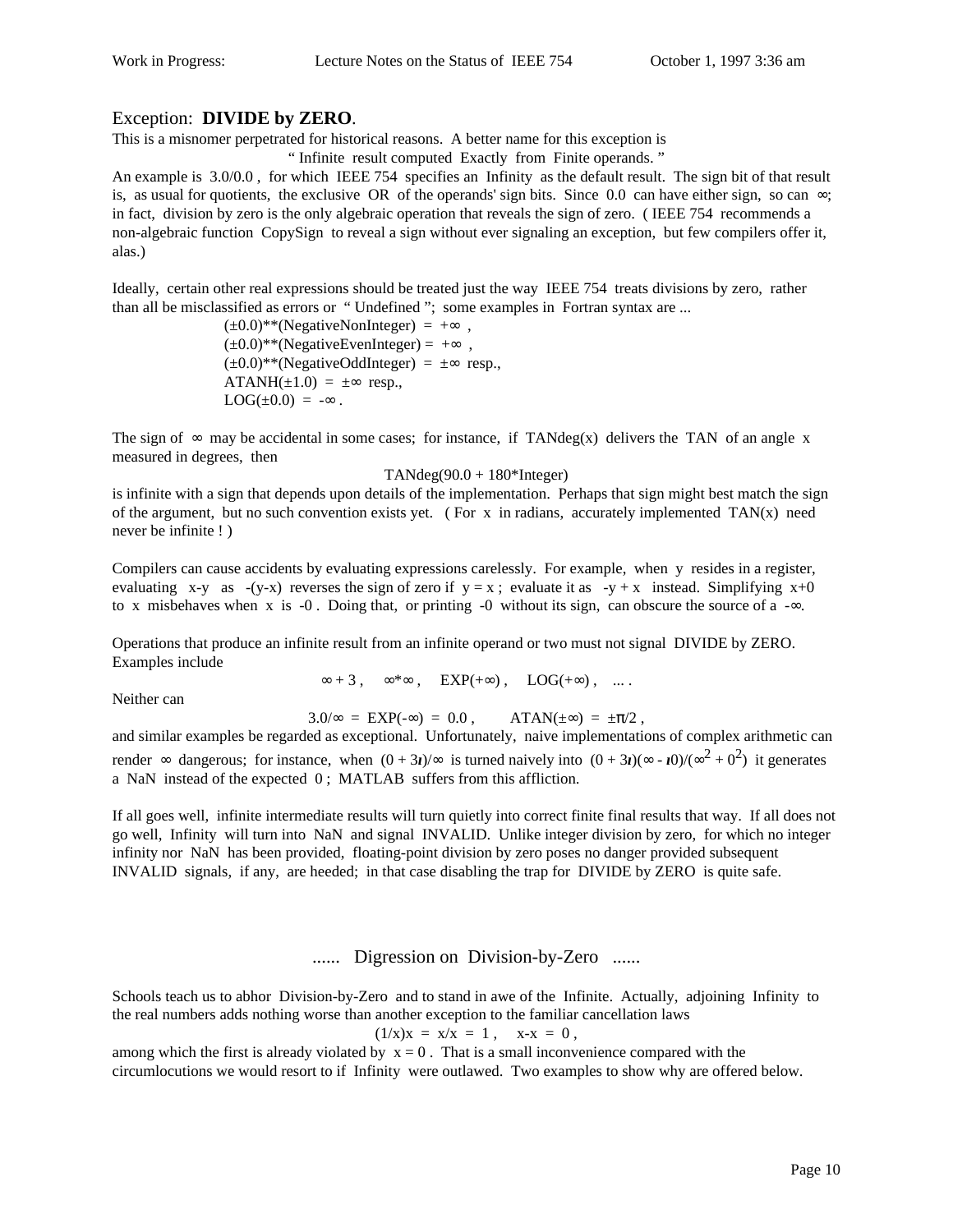## Exception: **DIVIDE by ZERO**.

This is a misnomer perpetrated for historical reasons. A better name for this exception is

" Infinite result computed Exactly from Finite operands. "

An example is 3.0/0.0 , for which IEEE 754 specifies an Infinity as the default result. The sign bit of that result is, as usual for quotients, the exclusive OR of the operands' sign bits. Since 0.0 can have either sign, so can $\infty$; in fact, division by zero is the only algebraic operation that reveals the sign of zero. ( IEEE 754 recommends a non-algebraic function CopySign to reveal a sign without ever signaling an exception, but few compilers offer it, alas.)

Ideally, certain other real expressions should be treated just the way IEEE 754 treats divisions by zero, rather than all be misclassified as errors or " Undefined "; some examples in Fortran syntax are ...

(±0.0)**(NegativeNonInteger) = +∞ ,
(±0.0)**(NegativeEvenInteger) = +∞ ,
(±0.0)**(NegativeOddInteger) = ±∞ resp.,
ATANH(±1.0) = ±∞ resp.,
LOG(±0.0) = -∞ .

The sign of $\infty$ may be accidental in some cases; for instance, if TANdeg(x) delivers the TAN of an angle x measured in degrees, then

TANdeg(90.0 + 180*Integer)

is infinite with a sign that depends upon details of the implementation. Perhaps that sign might best match the sign of the argument, but no such convention exists yet. ( For x in radians, accurately implemented TAN(x) need never be infinite ! )

Compilers can cause accidents by evaluating expressions carelessly. For example, when y resides in a register, evaluating x-y as -(y-x) reverses the sign of zero if y = x ; evaluate it as -y + x instead. Simplifying x+0 to x misbehaves when x is -0 . Doing that, or printing -0 without its sign, can obscure the source of a -∞.

Operations that produce an infinite result from an infinite operand or two must not signal DIVIDE by ZERO. Examples include

∞ + 3 , ∞*∞ , EXP(+∞) , LOG(+∞) , ... .

Neither can

3.0/∞ = EXP(-∞) = 0.0 , ATAN(±∞) = ±π/2 ,

and similar examples be regarded as exceptional. Unfortunately, naive implementations of complex arithmetic can render $\infty$ dangerous; for instance, when $(0 + 3\imath)/\infty$ is turned naively into $(0 + 3\imath)(\infty - \imath 0)/(\infty^2 + 0^2)$ it generates a NaN instead of the expected 0 ; MATLAB suffers from this affliction.

If all goes well, infinite intermediate results will turn quietly into correct finite final results that way. If all does not go well, Infinity will turn into NaN and signal INVALID. Unlike integer division by zero, for which no integer infinity nor NaN has been provided, floating-point division by zero poses no danger provided subsequent INVALID signals, if any, are heeded; in that case disabling the trap for DIVIDE by ZERO is quite safe.

### ...... Digression on Division-by-Zero ......

Schools teach us to abhor Division-by-Zero and to stand in awe of the Infinite. Actually, adjoining Infinity to the real numbers adds nothing worse than another exception to the familiar cancellation laws

$(1/x)x = x/x = 1$ , $x-x = 0$ ,

among which the first is already violated by x = 0 . That is a small inconvenience compared with the circumlocutions we would resort to if Infinity were outlawed. Two examples to show why are offered below.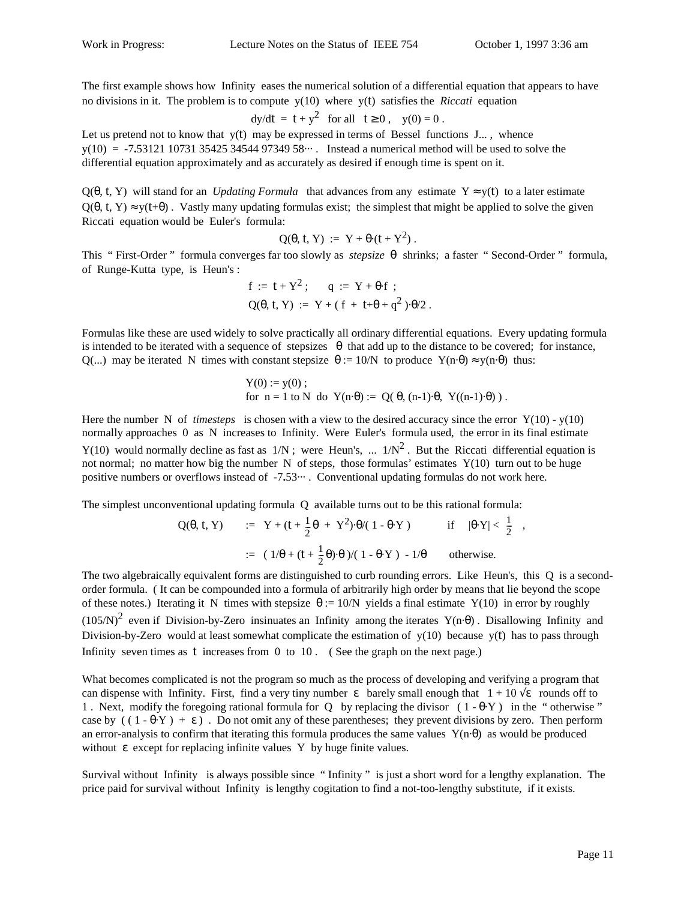The first example shows how Infinity eases the numerical solution of a differential equation that appears to have no divisions in it. The problem is to compute $y(10)$ where $y(t)$ satisfies the *Riccati* equation

$$dy/dt = t + y^2 \quad \text{for all} \quad t \ge 0 , \quad y(0) = 0 .$$

Let us pretend not to know that $y(t)$ may be expressed in terms of Bessel functions J... , whence $y(10) = -7.53121\ 10731\ 35425\ 34544\ 97349\ 58\cdots$ . Instead a numerical method will be used to solve the differential equation approximately and as accurately as desired if enough time is spent on it.

$Q(\theta, t, Y)$ will stand for an *Updating Formula* that advances from any estimate $Y \approx y(t)$ to a later estimate $Q(\theta, t, Y) \approx y(t+\theta)$ . Vastly many updating formulas exist; the simplest that might be applied to solve the given Riccati equation would be Euler's formula:

$$Q(\theta, t, Y) := Y + \theta\cdot(t + Y^2) .$$

This " First-Order " formula converges far too slowly as *stepsize* $\theta$ shrinks; a faster " Second-Order " formula, of Runge-Kutta type, is Heun's :

$$f := t + Y^2 ; \qquad q := Y + \theta\cdot f ;$$
$$Q(\theta, t, Y) := Y + ( f + t+\theta + q^2 )\cdot\theta/2 .$$

Formulas like these are used widely to solve practically all ordinary differential equations. Every updating formula is intended to be iterated with a sequence of stepsizes $\theta$ that add up to the distance to be covered; for instance, $Q(...)$ may be iterated $N$ times with constant stepsize $\theta := 10/N$ to produce $Y(n\cdot\theta) \approx y(n\cdot\theta)$ thus:

$$Y(0) := y(0) ;$$
$$\text{for } n = 1 \text{ to } N \text{ do } Y(n\cdot\theta) := Q(\ \theta, (n-1)\cdot\theta,\ Y((n-1)\cdot\theta)\ ) .$$

Here the number $N$ of *timesteps* is chosen with a view to the desired accuracy since the error $Y(10) - y(10)$ normally approaches 0 as $N$ increases to Infinity. Were Euler's formula used, the error in its final estimate $Y(10)$ would normally decline as fast as $1/N$ ; were Heun's, ... $1/N^2$ . But the Riccati differential equation is not normal; no matter how big the number $N$ of steps, those formulas' estimates $Y(10)$ turn out to be huge positive numbers or overflows instead of $-7.53\cdots$ . Conventional updating formulas do not work here.

The simplest unconventional updating formula $Q$ available turns out to be this rational formula:

$$Q(\theta, t, Y) \quad := \quad Y + (t + \tfrac{1}{2}\theta\ +\ Y^2)\cdot\theta/(\ 1 - \theta\cdot Y\ ) \qquad \text{if} \quad |\theta\cdot Y| < \tfrac{1}{2} \quad ,$$

$$:= \quad (\ 1/\theta + (t + \tfrac{1}{2}\theta)\cdot\theta\ )/(\ 1 - \theta\cdot Y\ )\ - 1/\theta \qquad \text{otherwise.}$$

The two algebraically equivalent forms are distinguished to curb rounding errors. Like Heun's, this $Q$ is a second-order formula. ( It can be compounded into a formula of arbitrarily high order by means that lie beyond the scope of these notes.) Iterating it $N$ times with stepsize $\theta := 10/N$ yields a final estimate $Y(10)$ in error by roughly $(105/N)^2$ even if Division-by-Zero insinuates an Infinity among the iterates $Y(n\cdot\theta)$ . Disallowing Infinity and Division-by-Zero would at least somewhat complicate the estimation of $y(10)$ because $y(t)$ has to pass through Infinity seven times as $t$ increases from 0 to 10 . ( See the graph on the next page.)

What becomes complicated is not the program so much as the process of developing and verifying a program that can dispense with Infinity. First, find a very tiny number $\varepsilon$ barely small enough that $1 + 10\sqrt{\varepsilon}$ rounds off to 1 . Next, modify the foregoing rational formula for $Q$ by replacing the divisor $(1 - \theta\cdot Y)$ in the " otherwise " case by $(\ (\ 1 - \theta\cdot Y\ )\ +\ \varepsilon\ )$ . Do not omit any of these parentheses; they prevent divisions by zero. Then perform an error-analysis to confirm that iterating this formula produces the same values $Y(n\cdot\theta)$ as would be produced without $\varepsilon$ except for replacing infinite values $Y$ by huge finite values.

Survival without Infinity is always possible since " Infinity " is just a short word for a lengthy explanation. The price paid for survival without Infinity is lengthy cogitation to find a not-too-lengthy substitute, if it exists.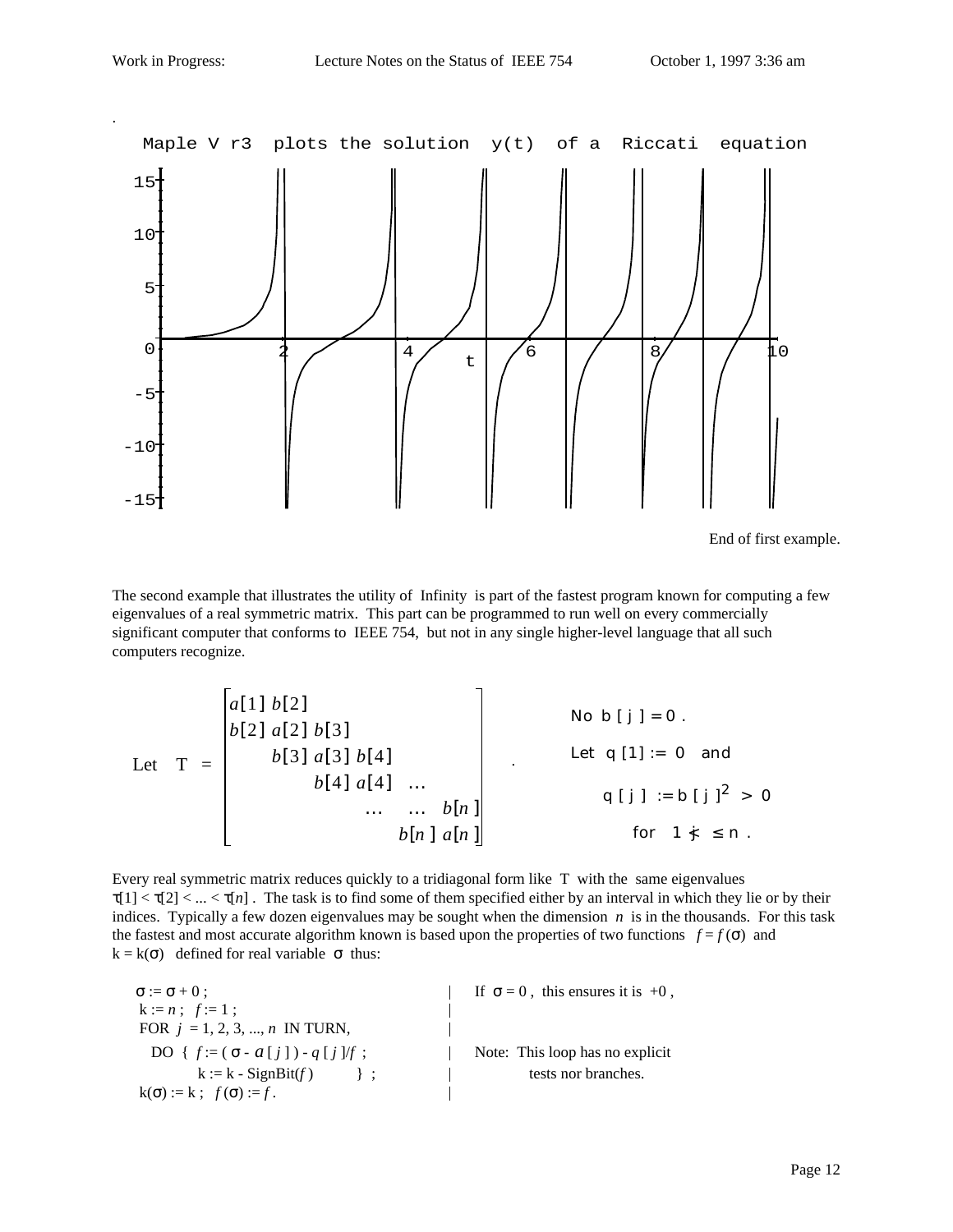.

Maple V r3 plots the solution y(t) of a Riccati equation

End of first example.

The second example that illustrates the utility of Infinity is part of the fastest program known for computing a few eigenvalues of a real symmetric matrix. This part can be programmed to run well on every commercially significant computer that conforms to IEEE 754, but not in any single higher-level language that all such computers recognize.

$$\text{Let}\quad T = \begin{bmatrix} a[1] & b[2] & & & & \\ b[2] & a[2] & b[3] & & & \\ & b[3] & a[3] & b[4] & & \\ & & b[4] & a[4] & \dots & \\ & & & \dots & \dots & b[n] \\ & & & & b[n] & a[n] \end{bmatrix} .$$

No $b[j] = 0$.
Let $q[1] := 0$ and
$q[j] := b[j]^2 > 0$
for $1 < j \le n$.

Every real symmetric matrix reduces quickly to a tridiagonal form like T with the same eigenvalues $\tau[1] < \tau[2] < ... < \tau[n]$. The task is to find some of them specified either by an interval in which they lie or by their indices. Typically a few dozen eigenvalues may be sought when the dimension $n$ is in the thousands. For this task the fastest and most accurate algorithm known is based upon the properties of two functions $f = f(\sigma)$ and $k = k(\sigma)$ defined for real variable $\sigma$ thus:

```
σ := σ + 0 ;                                  |   If σ = 0 , this ensures it is +0 ,
k := n ;  f := 1 ;                            |
FOR j = 1, 2, 3, ..., n IN TURN,              |
  DO { f := ( σ - a[ j ] ) - q[ j ]/f ;       |   Note: This loop has no explicit
       k := k - SignBit(f)      } ;           |         tests nor branches.
k(σ) := k ;  f(σ) := f .                      |
```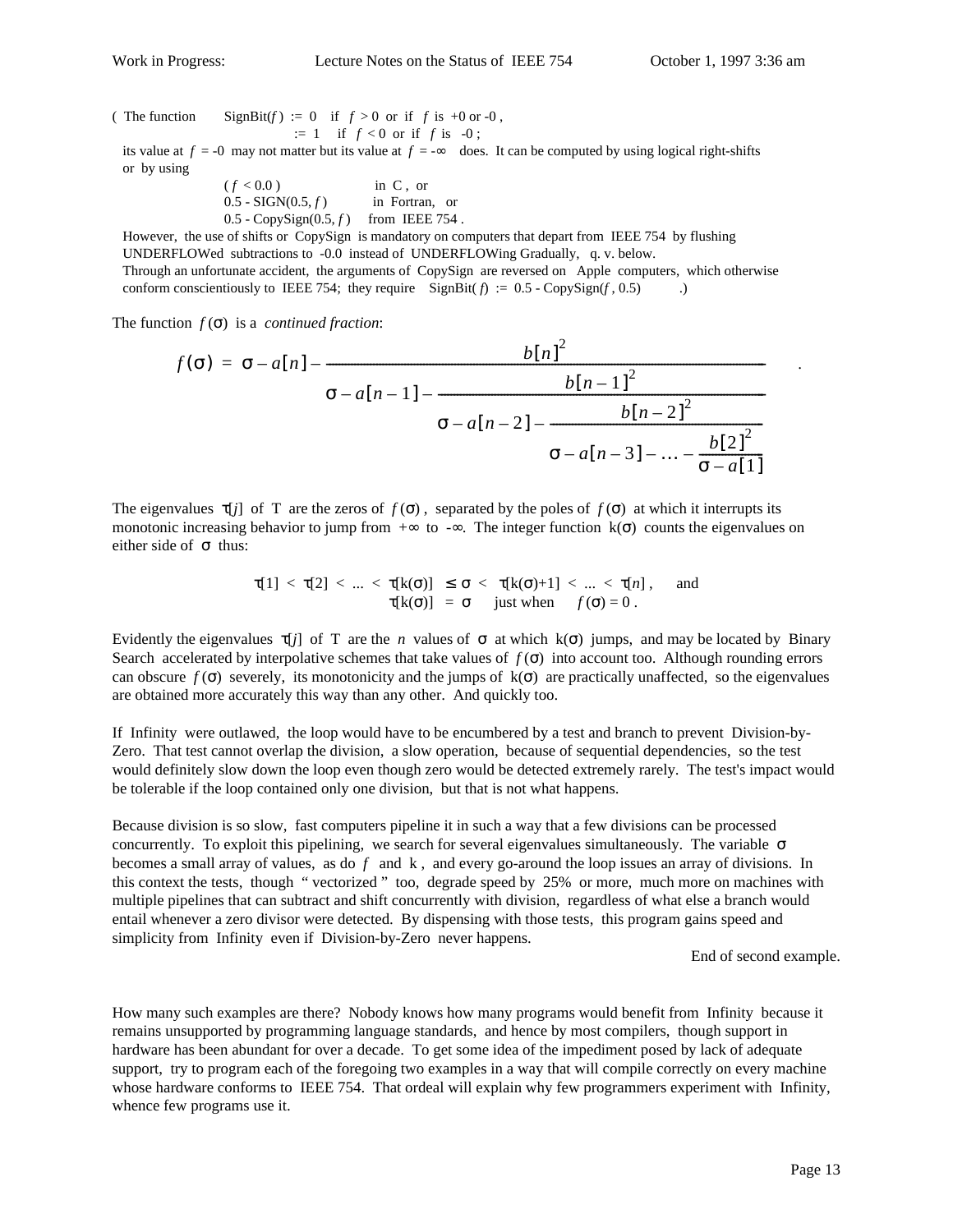( The function SignBit($f$) := 0 if $f > 0$ or if $f$ is +0 or -0 ,
:= 1 if $f < 0$ or if $f$ is -0 ;
its value at $f$ = -0 may not matter but its value at $f = -\infty$ does. It can be computed by using logical right-shifts or by using

( $f$ < 0.0 ) in C , or
0.5 - SIGN(0.5, $f$ ) in Fortran, or
0.5 - CopySign(0.5, $f$ ) from IEEE 754 .

However, the use of shifts or CopySign is mandatory on computers that depart from IEEE 754 by flushing UNDERFLOWed subtractions to -0.0 instead of UNDERFLOWing Gradually, q. v. below.
Through an unfortunate accident, the arguments of CopySign are reversed on Apple computers, which otherwise conform conscientiously to IEEE 754; they require SignBit( $f$) := 0.5 - CopySign($f$ , 0.5) .)

The function $f(\sigma)$ is a *continued fraction*:

$$f(\sigma) = \sigma - a[n] - \cfrac{b[n]^2}{\sigma - a[n-1] - \cfrac{b[n-1]^2}{\sigma - a[n-2] - \cfrac{b[n-2]^2}{\sigma - a[n-3] - \ldots - \cfrac{b[2]^2}{\sigma - a[1]}}}} .$$

The eigenvalues $\tau[j]$ of T are the zeros of $f(\sigma)$ , separated by the poles of $f(\sigma)$ at which it interrupts its monotonic increasing behavior to jump from $+\infty$ to $-\infty$. The integer function $k(\sigma)$ counts the eigenvalues on either side of $\sigma$ thus:

$$\tau[1] < \tau[2] < \ldots < \tau[k(\sigma)] \le \sigma < \tau[k(\sigma)+1] < \ldots < \tau[n] , \quad \text{and}$$
$$\tau[k(\sigma)] = \sigma \quad \text{just when} \quad f(\sigma) = 0 .$$

Evidently the eigenvalues $\tau[j]$ of T are the $n$ values of $\sigma$ at which $k(\sigma)$ jumps, and may be located by Binary Search accelerated by interpolative schemes that take values of $f(\sigma)$ into account too. Although rounding errors can obscure $f(\sigma)$ severely, its monotonicity and the jumps of $k(\sigma)$ are practically unaffected, so the eigenvalues are obtained more accurately this way than any other. And quickly too.

If Infinity were outlawed, the loop would have to be encumbered by a test and branch to prevent Division-by-Zero. That test cannot overlap the division, a slow operation, because of sequential dependencies, so the test would definitely slow down the loop even though zero would be detected extremely rarely. The test's impact would be tolerable if the loop contained only one division, but that is not what happens.

Because division is so slow, fast computers pipeline it in such a way that a few divisions can be processed concurrently. To exploit this pipelining, we search for several eigenvalues simultaneously. The variable $\sigma$ becomes a small array of values, as do $f$ and k , and every go-around the loop issues an array of divisions. In this context the tests, though " vectorized " too, degrade speed by 25% or more, much more on machines with multiple pipelines that can subtract and shift concurrently with division, regardless of what else a branch would entail whenever a zero divisor were detected. By dispensing with those tests, this program gains speed and simplicity from Infinity even if Division-by-Zero never happens.

End of second example.

How many such examples are there? Nobody knows how many programs would benefit from Infinity because it remains unsupported by programming language standards, and hence by most compilers, though support in hardware has been abundant for over a decade. To get some idea of the impediment posed by lack of adequate support, try to program each of the foregoing two examples in a way that will compile correctly on every machine whose hardware conforms to IEEE 754. That ordeal will explain why few programmers experiment with Infinity, whence few programs use it.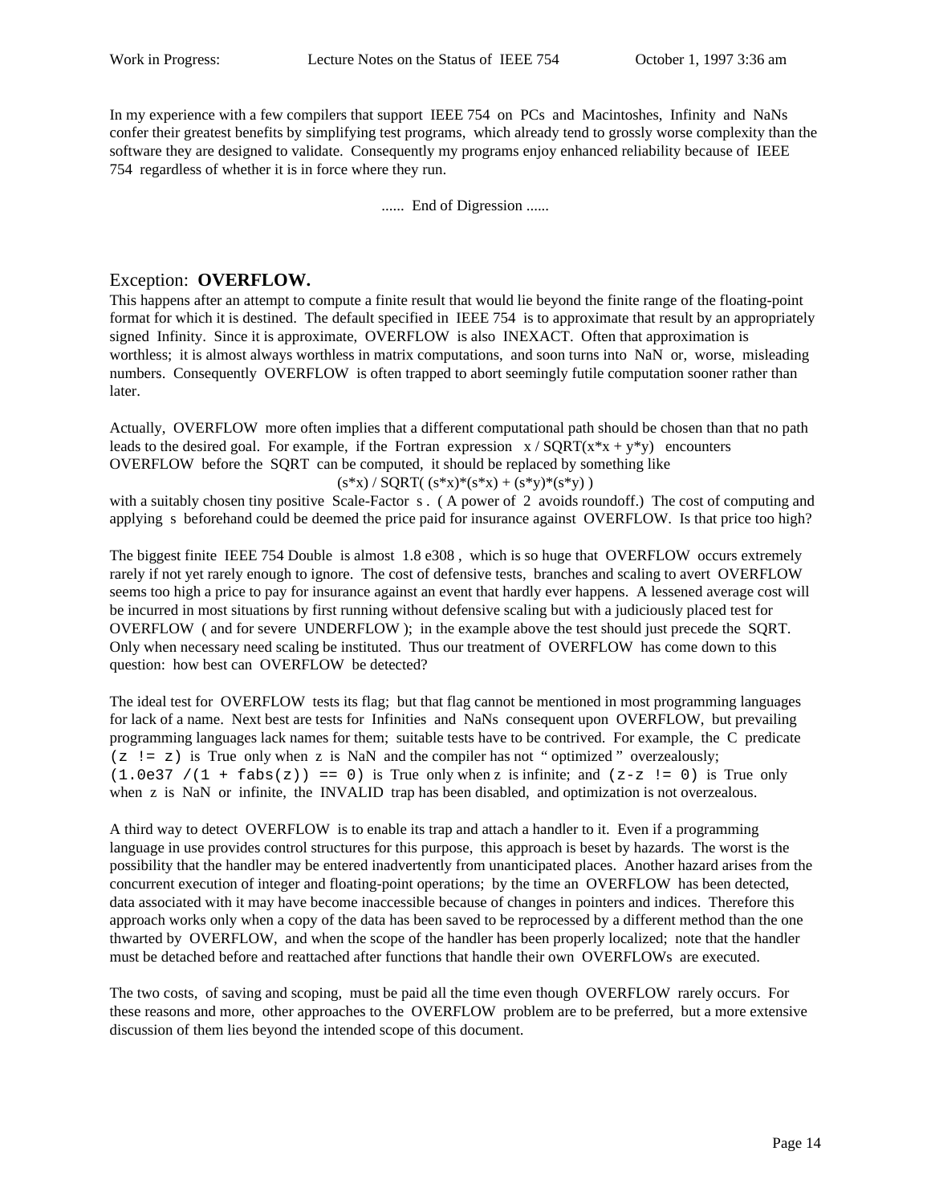In my experience with a few compilers that support IEEE 754 on PCs and Macintoshes, Infinity and NaNs confer their greatest benefits by simplifying test programs, which already tend to grossly worse complexity than the software they are designed to validate. Consequently my programs enjoy enhanced reliability because of IEEE 754 regardless of whether it is in force where they run.

...... End of Digression ......

## Exception: **OVERFLOW.**

This happens after an attempt to compute a finite result that would lie beyond the finite range of the floating-point format for which it is destined. The default specified in IEEE 754 is to approximate that result by an appropriately signed Infinity. Since it is approximate, OVERFLOW is also INEXACT. Often that approximation is worthless; it is almost always worthless in matrix computations, and soon turns into NaN or, worse, misleading numbers. Consequently OVERFLOW is often trapped to abort seemingly futile computation sooner rather than later.

Actually, OVERFLOW more often implies that a different computational path should be chosen than that no path leads to the desired goal. For example, if the Fortran expression x / SQRT(x*x + y*y) encounters OVERFLOW before the SQRT can be computed, it should be replaced by something like

(s*x) / SQRT( (s*x)*(s*x) + (s*y)*(s*y) )

with a suitably chosen tiny positive Scale-Factor s . ( A power of 2 avoids roundoff.) The cost of computing and applying s beforehand could be deemed the price paid for insurance against OVERFLOW. Is that price too high?

The biggest finite IEEE 754 Double is almost 1.8 e308 , which is so huge that OVERFLOW occurs extremely rarely if not yet rarely enough to ignore. The cost of defensive tests, branches and scaling to avert OVERFLOW seems too high a price to pay for insurance against an event that hardly ever happens. A lessened average cost will be incurred in most situations by first running without defensive scaling but with a judiciously placed test for OVERFLOW ( and for severe UNDERFLOW ); in the example above the test should just precede the SQRT. Only when necessary need scaling be instituted. Thus our treatment of OVERFLOW has come down to this question: how best can OVERFLOW be detected?

The ideal test for OVERFLOW tests its flag; but that flag cannot be mentioned in most programming languages for lack of a name. Next best are tests for Infinities and NaNs consequent upon OVERFLOW, but prevailing programming languages lack names for them; suitable tests have to be contrived. For example, the C predicate `(z != z)` is True only when z is NaN and the compiler has not " optimized " overzealously; `(1.0e37 /(1 + fabs(z)) == 0)` is True only when z is infinite; and `(z-z != 0)` is True only when z is NaN or infinite, the INVALID trap has been disabled, and optimization is not overzealous.

A third way to detect OVERFLOW is to enable its trap and attach a handler to it. Even if a programming language in use provides control structures for this purpose, this approach is beset by hazards. The worst is the possibility that the handler may be entered inadvertently from unanticipated places. Another hazard arises from the concurrent execution of integer and floating-point operations; by the time an OVERFLOW has been detected, data associated with it may have become inaccessible because of changes in pointers and indices. Therefore this approach works only when a copy of the data has been saved to be reprocessed by a different method than the one thwarted by OVERFLOW, and when the scope of the handler has been properly localized; note that the handler must be detached before and reattached after functions that handle their own OVERFLOWs are executed.

The two costs, of saving and scoping, must be paid all the time even though OVERFLOW rarely occurs. For these reasons and more, other approaches to the OVERFLOW problem are to be preferred, but a more extensive discussion of them lies beyond the intended scope of this document.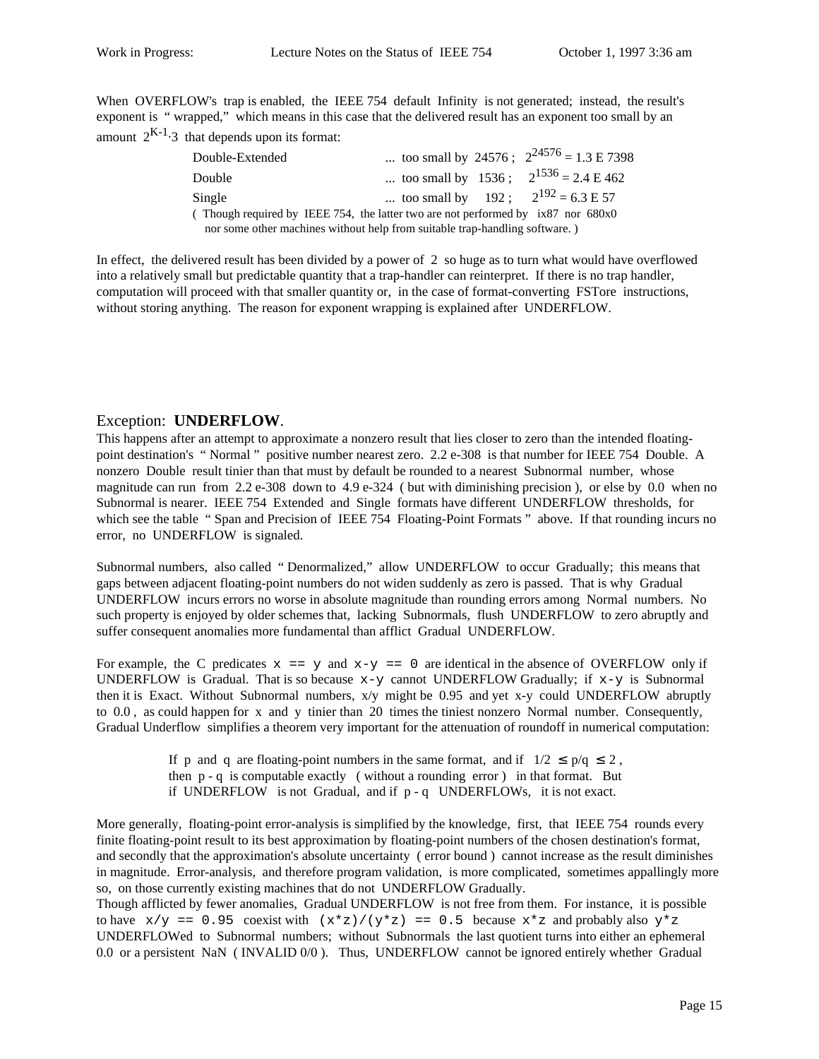When OVERFLOW's trap is enabled, the IEEE 754 default Infinity is not generated; instead, the result's exponent is "wrapped," which means in this case that the delivered result has an exponent too small by an amount $2^{K-1} \cdot 3$ that depends upon its format:

| | | |
|---|---|---|
| Double-Extended | ... too small by 24576 ; | $2^{24576}$ = 1.3 E 7398 |
| Double | ... too small by 1536 ; | $2^{1536}$ = 2.4 E 462 |
| Single | ... too small by 192 ; | $2^{192}$ = 6.3 E 57 |

( Though required by IEEE 754, the latter two are not performed by ix87 nor 680x0 nor some other machines without help from suitable trap-handling software. )

In effect, the delivered result has been divided by a power of 2 so huge as to turn what would have overflowed into a relatively small but predictable quantity that a trap-handler can reinterpret. If there is no trap handler, computation will proceed with that smaller quantity or, in the case of format-converting FSTore instructions, without storing anything. The reason for exponent wrapping is explained after UNDERFLOW.

## Exception: **UNDERFLOW**.

This happens after an attempt to approximate a nonzero result that lies closer to zero than the intended floating-point destination's " Normal " positive number nearest zero. 2.2 e-308 is that number for IEEE 754 Double. A nonzero Double result tinier than that must by default be rounded to a nearest Subnormal number, whose magnitude can run from 2.2 e-308 down to 4.9 e-324 ( but with diminishing precision ), or else by 0.0 when no Subnormal is nearer. IEEE 754 Extended and Single formats have different UNDERFLOW thresholds, for which see the table " Span and Precision of IEEE 754 Floating-Point Formats " above. If that rounding incurs no error, no UNDERFLOW is signaled.

Subnormal numbers, also called " Denormalized," allow UNDERFLOW to occur Gradually; this means that gaps between adjacent floating-point numbers do not widen suddenly as zero is passed. That is why Gradual UNDERFLOW incurs errors no worse in absolute magnitude than rounding errors among Normal numbers. No such property is enjoyed by older schemes that, lacking Subnormals, flush UNDERFLOW to zero abruptly and suffer consequent anomalies more fundamental than afflict Gradual UNDERFLOW.

For example, the C predicates `x == y` and `x-y == 0` are identical in the absence of OVERFLOW only if UNDERFLOW is Gradual. That is so because `x-y` cannot UNDERFLOW Gradually; if `x-y` is Subnormal then it is Exact. Without Subnormal numbers, x/y might be 0.95 and yet x-y could UNDERFLOW abruptly to 0.0 , as could happen for x and y tinier than 20 times the tiniest nonzero Normal number. Consequently, Gradual Underflow simplifies a theorem very important for the attenuation of roundoff in numerical computation:

> If p and q are floating-point numbers in the same format, and if $1/2 \le p/q \le 2$ , then p - q is computable exactly ( without a rounding error ) in that format. But if UNDERFLOW is not Gradual, and if p - q UNDERFLOWs, it is not exact.

More generally, floating-point error-analysis is simplified by the knowledge, first, that IEEE 754 rounds every finite floating-point result to its best approximation by floating-point numbers of the chosen destination's format, and secondly that the approximation's absolute uncertainty ( error bound ) cannot increase as the result diminishes in magnitude. Error-analysis, and therefore program validation, is more complicated, sometimes appallingly more so, on those currently existing machines that do not UNDERFLOW Gradually.
Though afflicted by fewer anomalies, Gradual UNDERFLOW is not free from them. For instance, it is possible to have `x/y == 0.95` coexist with `(x*z)/(y*z) == 0.5` because `x*z` and probably also `y*z` UNDERFLOWed to Subnormal numbers; without Subnormals the last quotient turns into either an ephemeral 0.0 or a persistent NaN ( INVALID 0/0 ). Thus, UNDERFLOW cannot be ignored entirely whether Gradual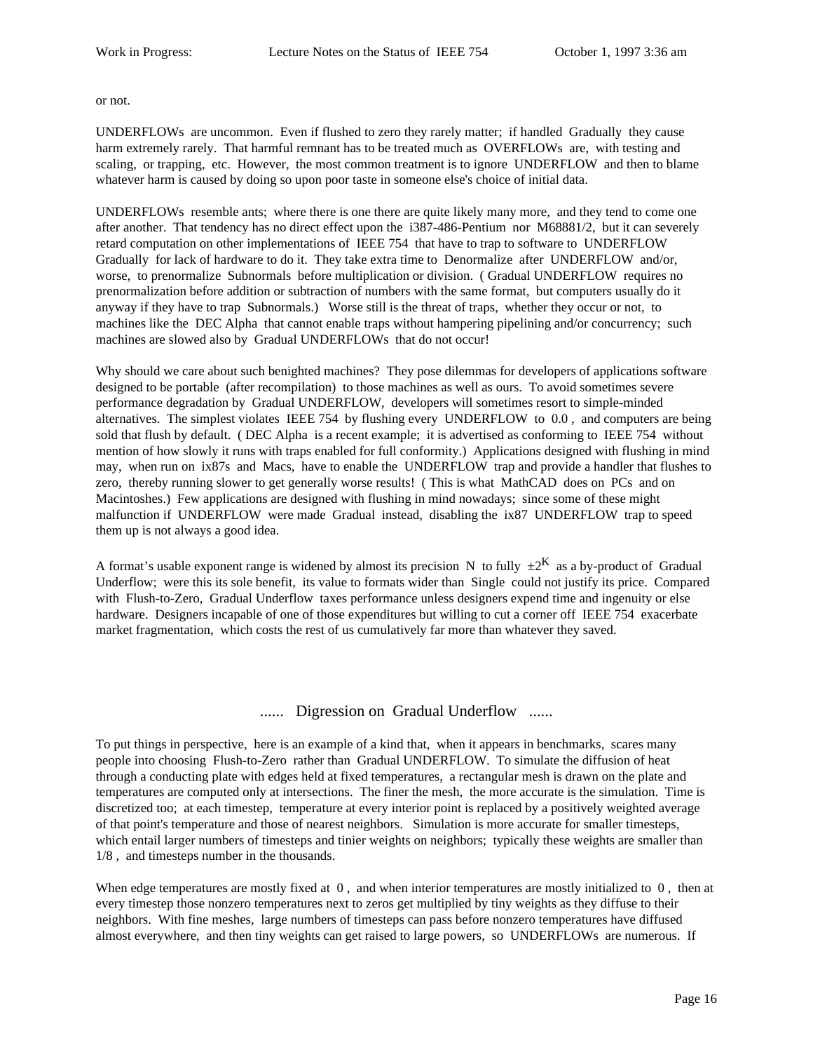or not.

UNDERFLOWs are uncommon. Even if flushed to zero they rarely matter; if handled Gradually they cause harm extremely rarely. That harmful remnant has to be treated much as OVERFLOWs are, with testing and scaling, or trapping, etc. However, the most common treatment is to ignore UNDERFLOW and then to blame whatever harm is caused by doing so upon poor taste in someone else's choice of initial data.

UNDERFLOWs resemble ants; where there is one there are quite likely many more, and they tend to come one after another. That tendency has no direct effect upon the i387-486-Pentium nor M68881/2, but it can severely retard computation on other implementations of IEEE 754 that have to trap to software to UNDERFLOW Gradually for lack of hardware to do it. They take extra time to Denormalize after UNDERFLOW and/or, worse, to prenormalize Subnormals before multiplication or division. ( Gradual UNDERFLOW requires no prenormalization before addition or subtraction of numbers with the same format, but computers usually do it anyway if they have to trap Subnormals.) Worse still is the threat of traps, whether they occur or not, to machines like the DEC Alpha that cannot enable traps without hampering pipelining and/or concurrency; such machines are slowed also by Gradual UNDERFLOWs that do not occur!

Why should we care about such benighted machines? They pose dilemmas for developers of applications software designed to be portable (after recompilation) to those machines as well as ours. To avoid sometimes severe performance degradation by Gradual UNDERFLOW, developers will sometimes resort to simple-minded alternatives. The simplest violates IEEE 754 by flushing every UNDERFLOW to 0.0 , and computers are being sold that flush by default. ( DEC Alpha is a recent example; it is advertised as conforming to IEEE 754 without mention of how slowly it runs with traps enabled for full conformity.) Applications designed with flushing in mind may, when run on ix87s and Macs, have to enable the UNDERFLOW trap and provide a handler that flushes to zero, thereby running slower to get generally worse results! ( This is what MathCAD does on PCs and on Macintoshes.) Few applications are designed with flushing in mind nowadays; since some of these might malfunction if UNDERFLOW were made Gradual instead, disabling the ix87 UNDERFLOW trap to speed them up is not always a good idea.

A format's usable exponent range is widened by almost its precision N to fully $\pm 2^K$ as a by-product of Gradual Underflow; were this its sole benefit, its value to formats wider than Single could not justify its price. Compared with Flush-to-Zero, Gradual Underflow taxes performance unless designers expend time and ingenuity or else hardware. Designers incapable of one of those expenditures but willing to cut a corner off IEEE 754 exacerbate market fragmentation, which costs the rest of us cumulatively far more than whatever they saved.

## ...... Digression on Gradual Underflow ......

To put things in perspective, here is an example of a kind that, when it appears in benchmarks, scares many people into choosing Flush-to-Zero rather than Gradual UNDERFLOW. To simulate the diffusion of heat through a conducting plate with edges held at fixed temperatures, a rectangular mesh is drawn on the plate and temperatures are computed only at intersections. The finer the mesh, the more accurate is the simulation. Time is discretized too; at each timestep, temperature at every interior point is replaced by a positively weighted average of that point's temperature and those of nearest neighbors. Simulation is more accurate for smaller timesteps, which entail larger numbers of timesteps and tinier weights on neighbors; typically these weights are smaller than 1/8 , and timesteps number in the thousands.

When edge temperatures are mostly fixed at 0 , and when interior temperatures are mostly initialized to 0 , then at every timestep those nonzero temperatures next to zeros get multiplied by tiny weights as they diffuse to their neighbors. With fine meshes, large numbers of timesteps can pass before nonzero temperatures have diffused almost everywhere, and then tiny weights can get raised to large powers, so UNDERFLOWs are numerous. If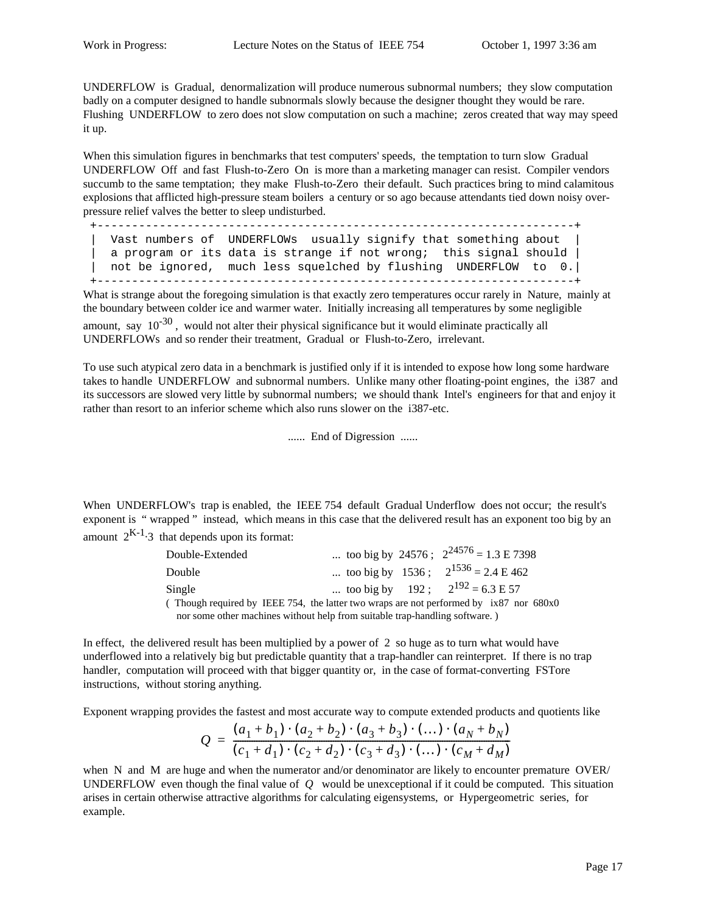UNDERFLOW is Gradual, denormalization will produce numerous subnormal numbers; they slow computation badly on a computer designed to handle subnormals slowly because the designer thought they would be rare. Flushing UNDERFLOW to zero does not slow computation on such a machine; zeros created that way may speed it up.

When this simulation figures in benchmarks that test computers' speeds, the temptation to turn slow Gradual UNDERFLOW Off and fast Flush-to-Zero On is more than a marketing manager can resist. Compiler vendors succumb to the same temptation; they make Flush-to-Zero their default. Such practices bring to mind calamitous explosions that afflicted high-pressure steam boilers a century or so ago because attendants tied down noisy over-pressure relief valves the better to sleep undisturbed.

```
+-------------------------------------------------------------------+
|  Vast numbers of  UNDERFLOWs  usually signify that something about  |
|  a program or its data is strange if not wrong;  this signal should |
|  not be ignored,  much less squelched by flushing  UNDERFLOW  to  0.|
+-------------------------------------------------------------------+
```

What is strange about the foregoing simulation is that exactly zero temperatures occur rarely in Nature, mainly at the boundary between colder ice and warmer water. Initially increasing all temperatures by some negligible amount, say $10^{-30}$, would not alter their physical significance but it would eliminate practically all UNDERFLOWs and so render their treatment, Gradual or Flush-to-Zero, irrelevant.

To use such atypical zero data in a benchmark is justified only if it is intended to expose how long some hardware takes to handle UNDERFLOW and subnormal numbers. Unlike many other floating-point engines, the i387 and its successors are slowed very little by subnormal numbers; we should thank Intel's engineers for that and enjoy it rather than resort to an inferior scheme which also runs slower on the i387-etc.

...... End of Digression ......

When UNDERFLOW's trap is enabled, the IEEE 754 default Gradual Underflow does not occur; the result's exponent is " wrapped " instead, which means in this case that the delivered result has an exponent too big by an amount $2^{K-1} \cdot 3$ that depends upon its format:

| | |
|---|---|
| Double-Extended | ... too big by 24576 ; $2^{24576}$ = 1.3 E 7398 |
| Double | ... too big by 1536 ; $2^{1536}$ = 2.4 E 462 |
| Single | ... too big by 192 ; $2^{192}$ = 6.3 E 57 |

( Though required by IEEE 754, the latter two wraps are not performed by ix87 nor 680x0 nor some other machines without help from suitable trap-handling software. )

In effect, the delivered result has been multiplied by a power of 2 so huge as to turn what would have underflowed into a relatively big but predictable quantity that a trap-handler can reinterpret. If there is no trap handler, computation will proceed with that bigger quantity or, in the case of format-converting FSTore instructions, without storing anything.

Exponent wrapping provides the fastest and most accurate way to compute extended products and quotients like

$$Q = \frac{(a_1 + b_1) \cdot (a_2 + b_2) \cdot (a_3 + b_3) \cdot (\ldots) \cdot (a_N + b_N)}{(c_1 + d_1) \cdot (c_2 + d_2) \cdot (c_3 + d_3) \cdot (\ldots) \cdot (c_M + d_M)}$$

when N and M are huge and when the numerator and/or denominator are likely to encounter premature OVER/UNDERFLOW even though the final value of $Q$ would be unexceptional if it could be computed. This situation arises in certain otherwise attractive algorithms for calculating eigensystems, or Hypergeometric series, for example.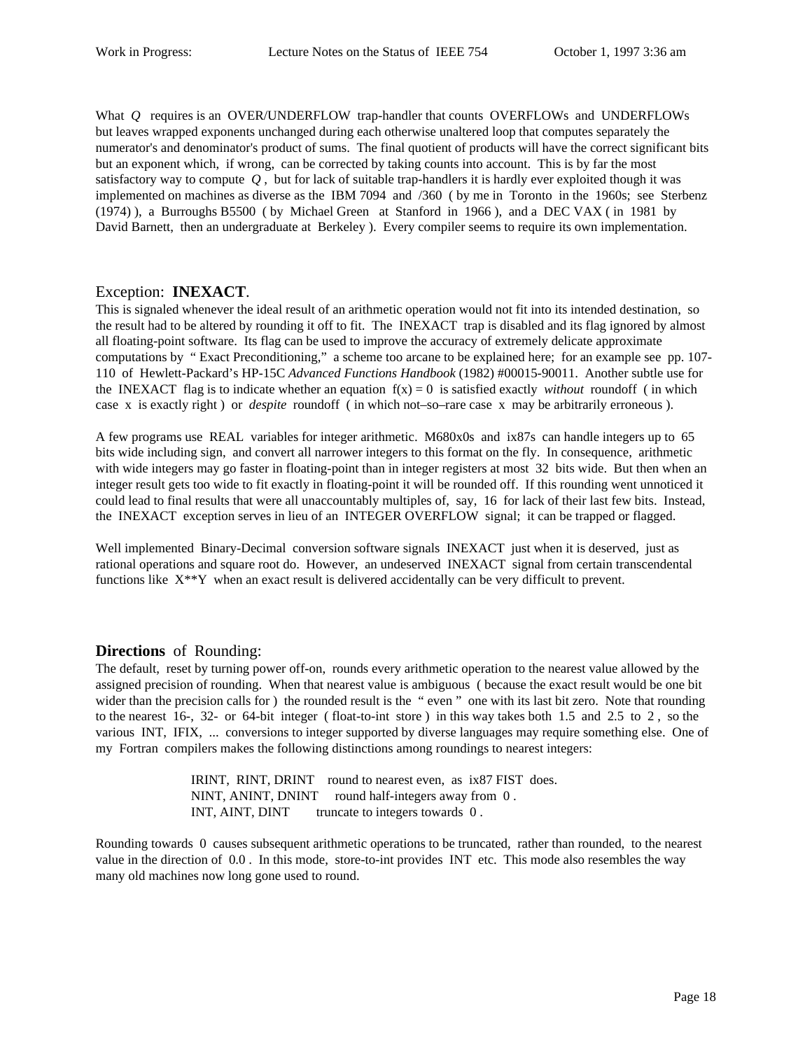What $Q$ requires is an OVER/UNDERFLOW trap-handler that counts OVERFLOWs and UNDERFLOWs but leaves wrapped exponents unchanged during each otherwise unaltered loop that computes separately the numerator's and denominator's product of sums. The final quotient of products will have the correct significant bits but an exponent which, if wrong, can be corrected by taking counts into account. This is by far the most satisfactory way to compute $Q$, but for lack of suitable trap-handlers it is hardly ever exploited though it was implemented on machines as diverse as the IBM 7094 and /360 ( by me in Toronto in the 1960s; see Sterbenz (1974) ), a Burroughs B5500 ( by Michael Green at Stanford in 1966 ), and a DEC VAX ( in 1981 by David Barnett, then an undergraduate at Berkeley ). Every compiler seems to require its own implementation.

## Exception: **INEXACT**.

This is signaled whenever the ideal result of an arithmetic operation would not fit into its intended destination, so the result had to be altered by rounding it off to fit. The INEXACT trap is disabled and its flag ignored by almost all floating-point software. Its flag can be used to improve the accuracy of extremely delicate approximate computations by " Exact Preconditioning," a scheme too arcane to be explained here; for an example see pp. 107-110 of Hewlett-Packard's HP-15C *Advanced Functions Handbook* (1982) #00015-90011. Another subtle use for the INEXACT flag is to indicate whether an equation $f(x) = 0$ is satisfied exactly *without* roundoff ( in which case x is exactly right ) or *despite* roundoff ( in which not–so–rare case x may be arbitrarily erroneous ).

A few programs use REAL variables for integer arithmetic. M680x0s and ix87s can handle integers up to 65 bits wide including sign, and convert all narrower integers to this format on the fly. In consequence, arithmetic with wide integers may go faster in floating-point than in integer registers at most 32 bits wide. But then when an integer result gets too wide to fit exactly in floating-point it will be rounded off. If this rounding went unnoticed it could lead to final results that were all unaccountably multiples of, say, 16 for lack of their last few bits. Instead, the INEXACT exception serves in lieu of an INTEGER OVERFLOW signal; it can be trapped or flagged.

Well implemented Binary-Decimal conversion software signals INEXACT just when it is deserved, just as rational operations and square root do. However, an undeserved INEXACT signal from certain transcendental functions like X**Y when an exact result is delivered accidentally can be very difficult to prevent.

## **Directions** of Rounding:

The default, reset by turning power off-on, rounds every arithmetic operation to the nearest value allowed by the assigned precision of rounding. When that nearest value is ambiguous ( because the exact result would be one bit wider than the precision calls for ) the rounded result is the " even " one with its last bit zero. Note that rounding to the nearest 16-, 32- or 64-bit integer ( float-to-int store ) in this way takes both 1.5 and 2.5 to 2 , so the various INT, IFIX, ... conversions to integer supported by diverse languages may require something else. One of my Fortran compilers makes the following distinctions among roundings to nearest integers:

IRINT, RINT, DRINT    round to nearest even, as ix87 FIST does.
NINT, ANINT, DNINT    round half-integers away from 0 .
INT, AINT, DINT    truncate to integers towards 0 .

Rounding towards 0 causes subsequent arithmetic operations to be truncated, rather than rounded, to the nearest value in the direction of 0.0 . In this mode, store-to-int provides INT etc. This mode also resembles the way many old machines now long gone used to round.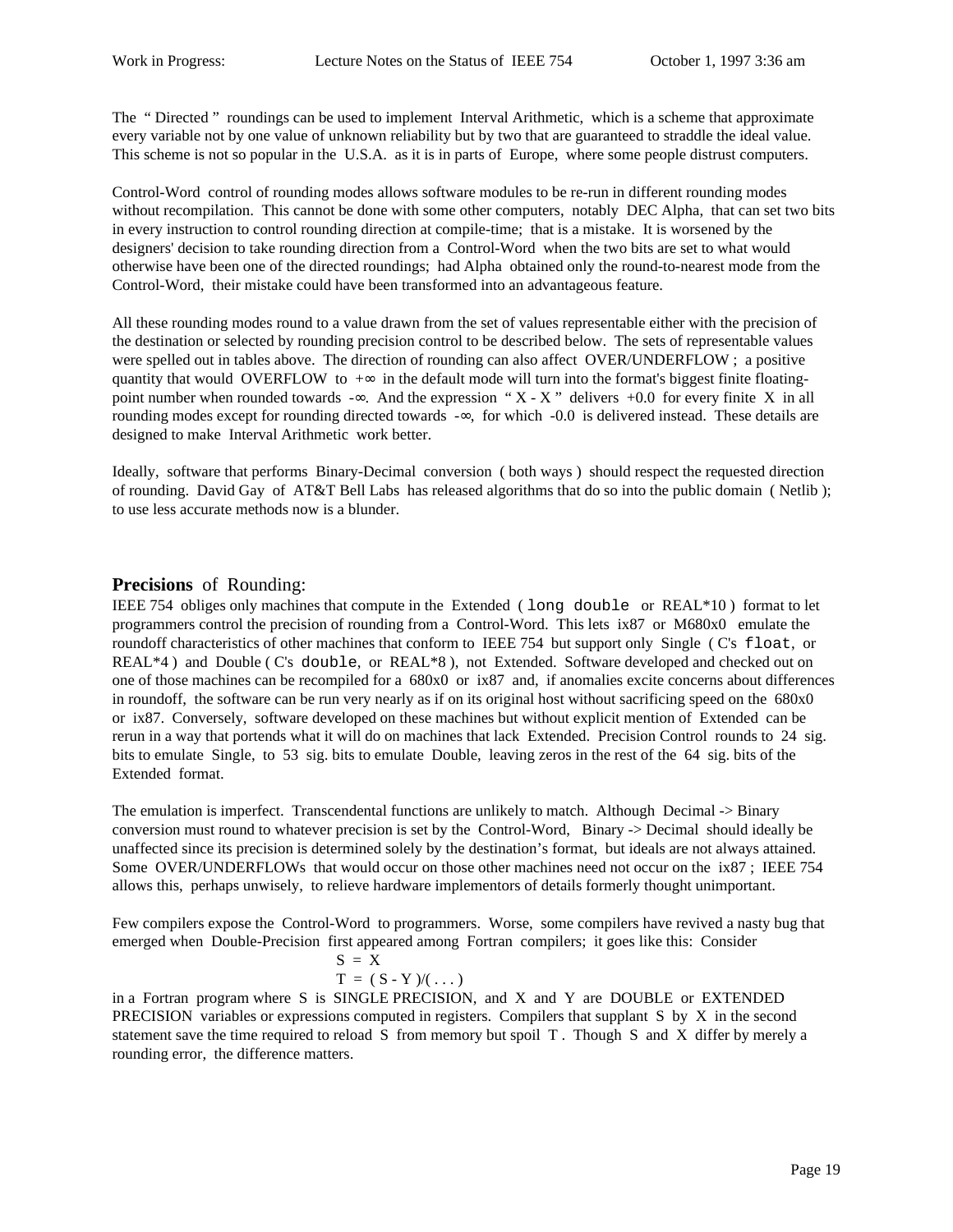The " Directed " roundings can be used to implement Interval Arithmetic, which is a scheme that approximate every variable not by one value of unknown reliability but by two that are guaranteed to straddle the ideal value. This scheme is not so popular in the U.S.A. as it is in parts of Europe, where some people distrust computers.

Control-Word control of rounding modes allows software modules to be re-run in different rounding modes without recompilation. This cannot be done with some other computers, notably DEC Alpha, that can set two bits in every instruction to control rounding direction at compile-time; that is a mistake. It is worsened by the designers' decision to take rounding direction from a Control-Word when the two bits are set to what would otherwise have been one of the directed roundings; had Alpha obtained only the round-to-nearest mode from the Control-Word, their mistake could have been transformed into an advantageous feature.

All these rounding modes round to a value drawn from the set of values representable either with the precision of the destination or selected by rounding precision control to be described below. The sets of representable values were spelled out in tables above. The direction of rounding can also affect OVER/UNDERFLOW ; a positive quantity that would OVERFLOW to $+\infty$ in the default mode will turn into the format's biggest finite floating-point number when rounded towards $-\infty$. And the expression " X - X " delivers +0.0 for every finite X in all rounding modes except for rounding directed towards $-\infty$, for which -0.0 is delivered instead. These details are designed to make Interval Arithmetic work better.

Ideally, software that performs Binary-Decimal conversion ( both ways ) should respect the requested direction of rounding. David Gay of AT&T Bell Labs has released algorithms that do so into the public domain ( Netlib ); to use less accurate methods now is a blunder.

## **Precisions** of Rounding:

IEEE 754 obliges only machines that compute in the Extended ( `long double` or REAL*10 ) format to let programmers control the precision of rounding from a Control-Word. This lets ix87 or M680x0 emulate the roundoff characteristics of other machines that conform to IEEE 754 but support only Single ( C's `float`, or REAL*4 ) and Double ( C's `double`, or REAL*8 ), not Extended. Software developed and checked out on one of those machines can be recompiled for a 680x0 or ix87 and, if anomalies excite concerns about differences in roundoff, the software can be run very nearly as if on its original host without sacrificing speed on the 680x0 or ix87. Conversely, software developed on these machines but without explicit mention of Extended can be rerun in a way that portends what it will do on machines that lack Extended. Precision Control rounds to 24 sig. bits to emulate Single, to 53 sig. bits to emulate Double, leaving zeros in the rest of the 64 sig. bits of the Extended format.

The emulation is imperfect. Transcendental functions are unlikely to match. Although Decimal -> Binary conversion must round to whatever precision is set by the Control-Word, Binary -> Decimal should ideally be unaffected since its precision is determined solely by the destination's format, but ideals are not always attained. Some OVER/UNDERFLOWs that would occur on those other machines need not occur on the ix87 ; IEEE 754 allows this, perhaps unwisely, to relieve hardware implementors of details formerly thought unimportant.

Few compilers expose the Control-Word to programmers. Worse, some compilers have revived a nasty bug that emerged when Double-Precision first appeared among Fortran compilers; it goes like this: Consider

```
S = X
T = ( S - Y )/( . . . )
```

in a Fortran program where S is SINGLE PRECISION, and X and Y are DOUBLE or EXTENDED PRECISION variables or expressions computed in registers. Compilers that supplant S by X in the second statement save the time required to reload S from memory but spoil T . Though S and X differ by merely a rounding error, the difference matters.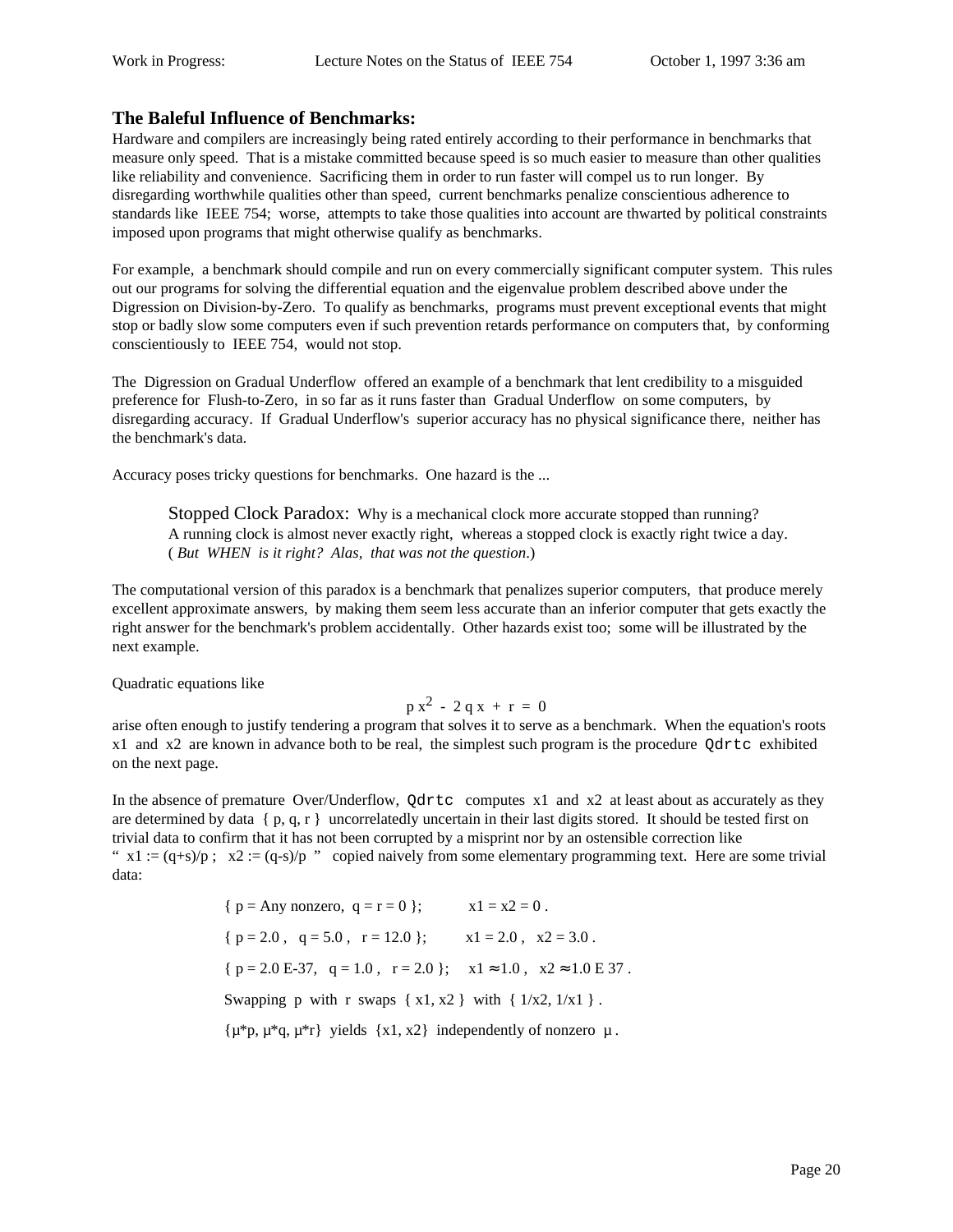## The Baleful Influence of Benchmarks:

Hardware and compilers are increasingly being rated entirely according to their performance in benchmarks that measure only speed. That is a mistake committed because speed is so much easier to measure than other qualities like reliability and convenience. Sacrificing them in order to run faster will compel us to run longer. By disregarding worthwhile qualities other than speed, current benchmarks penalize conscientious adherence to standards like IEEE 754; worse, attempts to take those qualities into account are thwarted by political constraints imposed upon programs that might otherwise qualify as benchmarks.

For example, a benchmark should compile and run on every commercially significant computer system. This rules out our programs for solving the differential equation and the eigenvalue problem described above under the Digression on Division-by-Zero. To qualify as benchmarks, programs must prevent exceptional events that might stop or badly slow some computers even if such prevention retards performance on computers that, by conforming conscientiously to IEEE 754, would not stop.

The Digression on Gradual Underflow offered an example of a benchmark that lent credibility to a misguided preference for Flush-to-Zero, in so far as it runs faster than Gradual Underflow on some computers, by disregarding accuracy. If Gradual Underflow's superior accuracy has no physical significance there, neither has the benchmark's data.

Accuracy poses tricky questions for benchmarks. One hazard is the ...

> Stopped Clock Paradox: Why is a mechanical clock more accurate stopped than running?
> A running clock is almost never exactly right, whereas a stopped clock is exactly right twice a day.
> ( *But WHEN is it right? Alas, that was not the question*.)

The computational version of this paradox is a benchmark that penalizes superior computers, that produce merely excellent approximate answers, by making them seem less accurate than an inferior computer that gets exactly the right answer for the benchmark's problem accidentally. Other hazards exist too; some will be illustrated by the next example.

Quadratic equations like

$$p\,x^2 \;-\; 2\,q\,x \;+\; r \;=\; 0$$

arise often enough to justify tendering a program that solves it to serve as a benchmark. When the equation's roots x1 and x2 are known in advance both to be real, the simplest such program is the procedure `Qdrtc` exhibited on the next page.

In the absence of premature Over/Underflow, `Qdrtc` computes x1 and x2 at least about as accurately as they are determined by data { p, q, r } uncorrelatedly uncertain in their last digits stored. It should be tested first on trivial data to confirm that it has not been corrupted by a misprint nor by an ostensible correction like " x1 := (q+s)/p ; x2 := (q-s)/p " copied naively from some elementary programming text. Here are some trivial data:

{ p = Any nonzero, q = r = 0 }; x1 = x2 = 0 .

{ p = 2.0 , q = 5.0 , r = 12.0 }; x1 = 2.0 , x2 = 3.0 .

{ p = 2.0 E-37, q = 1.0 , r = 2.0 }; x1 ≈ 1.0 , x2 ≈ 1.0 E 37 .

Swapping p with r swaps { x1, x2 } with { 1/x2, 1/x1 } .

{μ\*p, μ\*q, μ\*r} yields {x1, x2} independently of nonzero μ .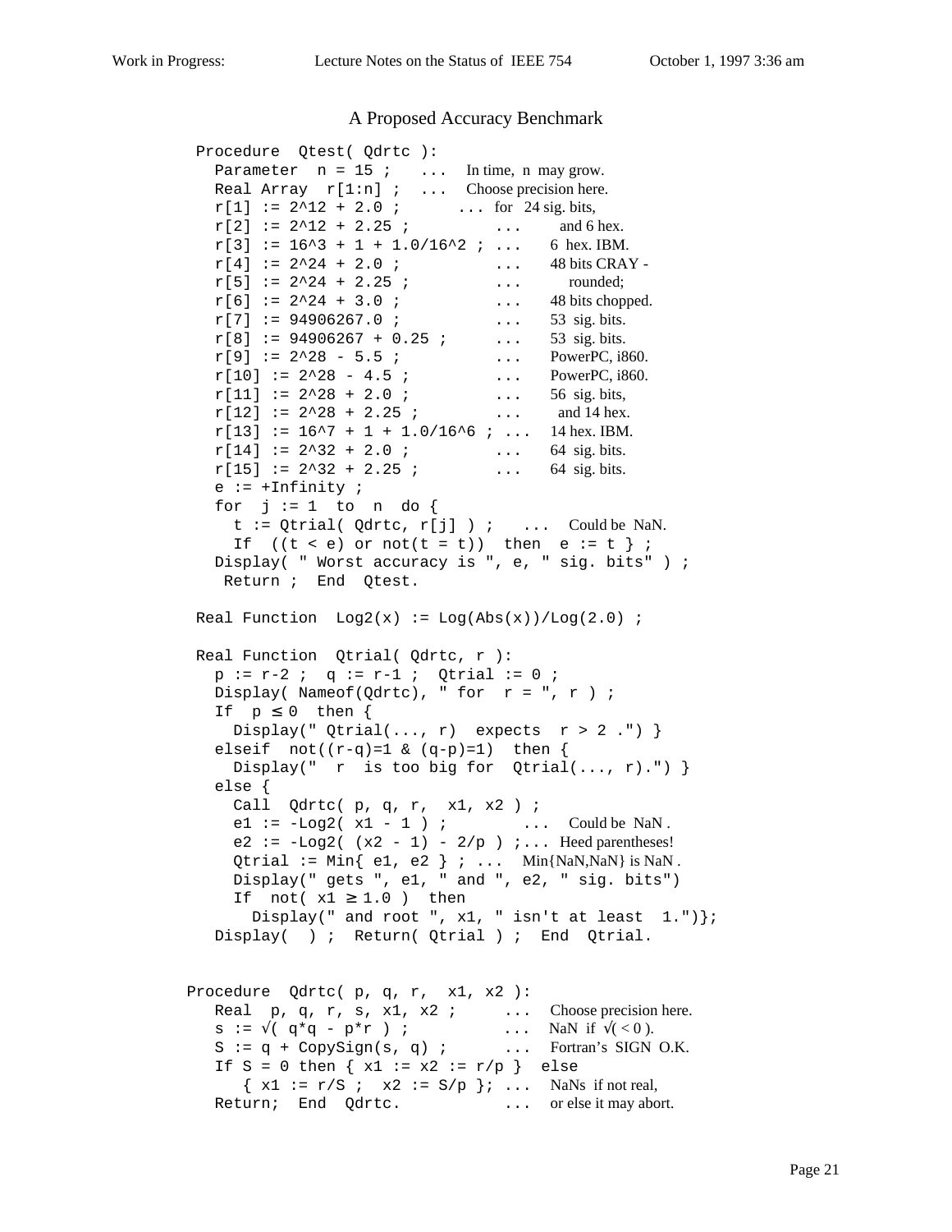## A Proposed Accuracy Benchmark

```
Procedure  Qtest( Qdrtc ):
  Parameter  n = 15 ;   ...  In time,  n  may grow.
  Real Array  r[1:n] ;  ...  Choose precision here.
  r[1] := 2^12 + 2.0 ;        ...  for  24 sig. bits,
  r[2] := 2^12 + 2.25 ;       ...     and 6 hex.
  r[3] := 16^3 + 1 + 1.0/16^2 ; ...   6  hex. IBM.
  r[4] := 2^24 + 2.0 ;        ...   48 bits CRAY -
  r[5] := 2^24 + 2.25 ;       ...      rounded;
  r[6] := 2^24 + 3.0 ;        ...   48 bits chopped.
  r[7] := 94906267.0 ;        ...   53  sig. bits.
  r[8] := 94906267 + 0.25 ;   ...   53  sig. bits.
  r[9] := 2^28 - 5.5 ;        ...   PowerPC, i860.
  r[10] := 2^28 - 4.5 ;       ...   PowerPC, i860.
  r[11] := 2^28 + 2.0 ;       ...   56  sig. bits,
  r[12] := 2^28 + 2.25 ;      ...    and 14 hex.
  r[13] := 16^7 + 1 + 1.0/16^6 ; ...  14 hex. IBM.
  r[14] := 2^32 + 2.0 ;       ...   64  sig. bits.
  r[15] := 2^32 + 2.25 ;      ...   64  sig. bits.
  e := +Infinity ;
  for  j := 1  to  n  do {
    t := Qtrial( Qdrtc, r[j] ) ;   ...  Could be  NaN.
    If  ((t < e) or not(t = t))  then  e := t } ;
  Display( " Worst accuracy is ", e, " sig. bits" ) ;
   Return ;  End  Qtest.

Real Function  Log2(x) := Log(Abs(x))/Log(2.0) ;

Real Function  Qtrial( Qdrtc, r ):
  p := r-2 ;  q := r-1 ;  Qtrial := 0 ;
  Display( Nameof(Qdrtc), " for  r = ", r ) ;
  If  p ≤ 0  then {
    Display(" Qtrial(..., r)  expects  r > 2 .") }
  elseif  not((r-q)=1 & (q-p)=1)  then {
    Display("  r  is too big for  Qtrial(..., r).") }
  else {
    Call  Qdrtc( p, q, r,  x1, x2 ) ;
    e1 := -Log2( x1 - 1 ) ;        ...  Could be  NaN .
    e2 := -Log2( (x2 - 1) - 2/p ) ;...  Heed parentheses!
    Qtrial := Min{ e1, e2 } ; ...  Min{NaN,NaN} is NaN .
    Display(" gets ", e1, " and ", e2, " sig. bits")
    If  not( x1 ≥ 1.0 )  then
      Display(" and root ", x1, " isn't at least  1.")};
  Display(  ) ;  Return( Qtrial ) ;  End  Qtrial.


Procedure  Qdrtc( p, q, r,  x1, x2 ):
  Real  p, q, r, s, x1, x2 ;     ...  Choose precision here.
  s := √( q*q - p*r ) ;          ...  NaN  if  √( < 0 ).
  S := q + CopySign(s, q) ;      ...  Fortran's  SIGN  O.K.
  If S = 0 then { x1 := x2 := r/p }  else
     { x1 := r/S ;  x2 := S/p }; ...  NaNs  if not real,
  Return;  End  Qdrtc.           ...  or else it may abort.
```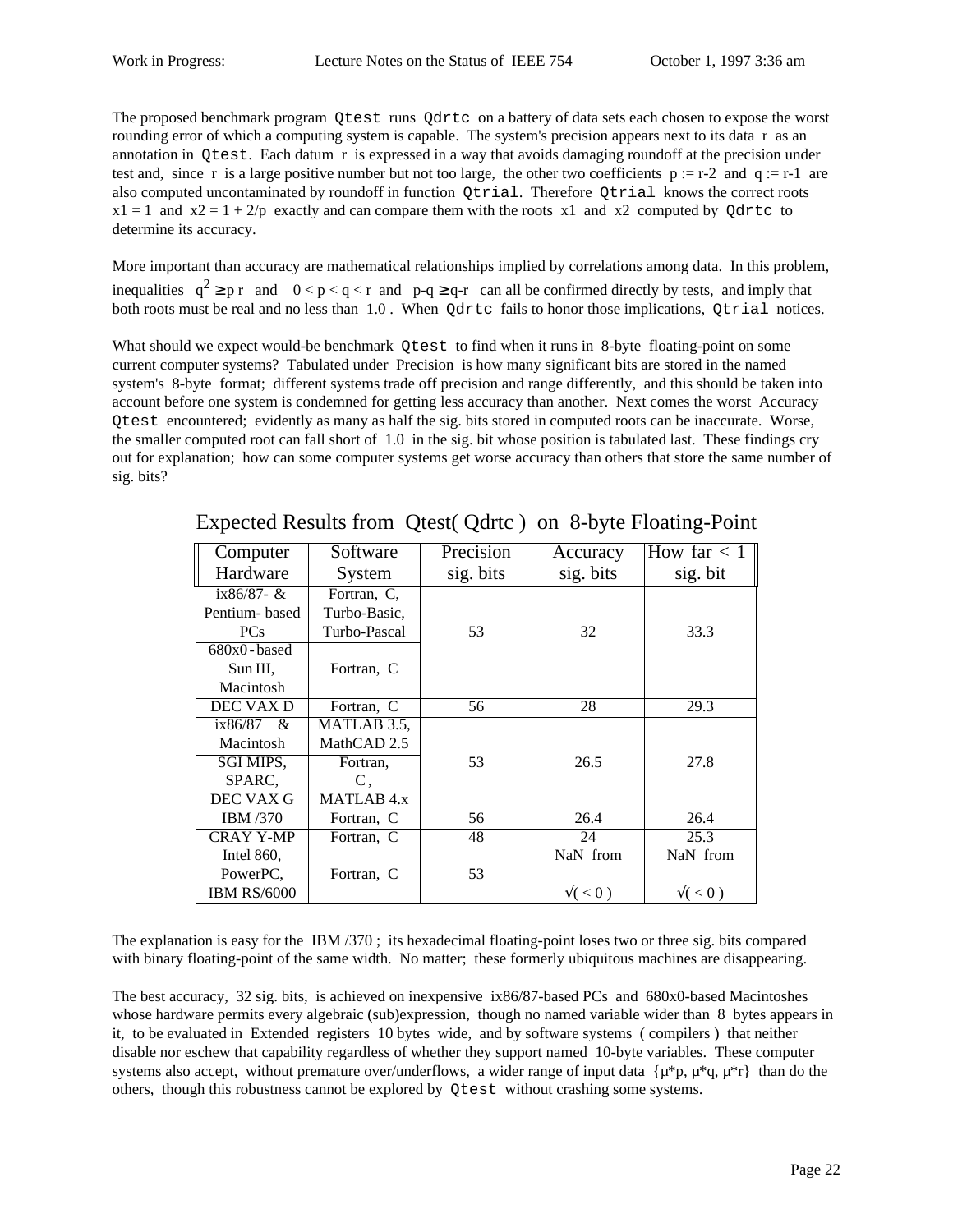The proposed benchmark program `Qtest` runs `Qdrtc` on a battery of data sets each chosen to expose the worst rounding error of which a computing system is capable. The system's precision appears next to its data r as an annotation in `Qtest`. Each datum r is expressed in a way that avoids damaging roundoff at the precision under test and, since r is a large positive number but not too large, the other two coefficients $p := r-2$ and $q := r-1$ are also computed uncontaminated by roundoff in function `Qtrial`. Therefore `Qtrial` knows the correct roots $x1 = 1$ and $x2 = 1 + 2/p$ exactly and can compare them with the roots x1 and x2 computed by `Qdrtc` to determine its accuracy.

More important than accuracy are mathematical relationships implied by correlations among data. In this problem, inequalities $q^2 \geq p\,r$ and $0 < p < q < r$ and $p-q \geq q-r$ can all be confirmed directly by tests, and imply that both roots must be real and no less than 1.0 . When `Qdrtc` fails to honor those implications, `Qtrial` notices.

What should we expect would-be benchmark `Qtest` to find when it runs in 8-byte floating-point on some current computer systems? Tabulated under Precision is how many significant bits are stored in the named system's 8-byte format; different systems trade off precision and range differently, and this should be taken into account before one system is condemned for getting less accuracy than another. Next comes the worst Accuracy `Qtest` encountered; evidently as many as half the sig. bits stored in computed roots can be inaccurate. Worse, the smaller computed root can fall short of 1.0 in the sig. bit whose position is tabulated last. These findings cry out for explanation; how can some computer systems get worse accuracy than others that store the same number of sig. bits?

Expected Results from Qtest( Qdrtc ) on 8-byte Floating-Point

| Computer Hardware | Software System | Precision sig. bits | Accuracy sig. bits | How far < 1 sig. bit |
|---|---|---|---|---|
| ix86/87- & Pentium- based PCs | Fortran, C, Turbo-Basic, Turbo-Pascal | 53 | 32 | 33.3 |
| 680x0-based Sun III, Macintosh | Fortran, C | | | |
| DEC VAX D | Fortran, C | 56 | 28 | 29.3 |
| ix86/87 & Macintosh | MATLAB 3.5, MathCAD 2.5 | 53 | 26.5 | 27.8 |
| SGI MIPS, SPARC, DEC VAX G | Fortran, C , MATLAB 4.x | | | |
| IBM /370 | Fortran, C | 56 | 26.4 | 26.4 |
| CRAY Y-MP | Fortran, C | 48 | 24 | 25.3 |
| Intel 860, PowerPC, IBM RS/6000 | Fortran, C | 53 | NaN from √( < 0 ) | NaN from √( < 0 ) |

The explanation is easy for the IBM /370 ; its hexadecimal floating-point loses two or three sig. bits compared with binary floating-point of the same width. No matter; these formerly ubiquitous machines are disappearing.

The best accuracy, 32 sig. bits, is achieved on inexpensive ix86/87-based PCs and 680x0-based Macintoshes whose hardware permits every algebraic (sub)expression, though no named variable wider than 8 bytes appears in it, to be evaluated in Extended registers 10 bytes wide, and by software systems ( compilers ) that neither disable nor eschew that capability regardless of whether they support named 10-byte variables. These computer systems also accept, without premature over/underflows, a wider range of input data {μ*p, μ*q, μ*r} than do the others, though this robustness cannot be explored by `Qtest` without crashing some systems.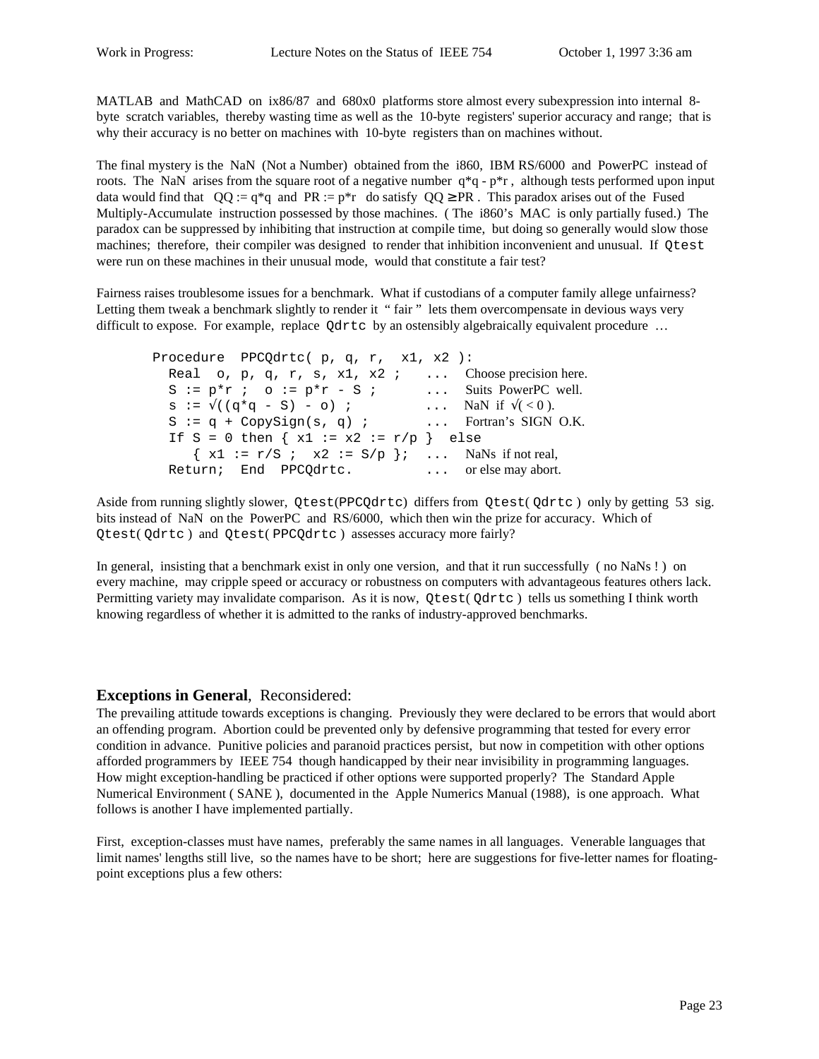MATLAB and MathCAD on ix86/87 and 680x0 platforms store almost every subexpression into internal 8-byte scratch variables, thereby wasting time as well as the 10-byte registers' superior accuracy and range; that is why their accuracy is no better on machines with 10-byte registers than on machines without.

The final mystery is the NaN (Not a Number) obtained from the i860, IBM RS/6000 and PowerPC instead of roots. The NaN arises from the square root of a negative number q*q - p*r , although tests performed upon input data would find that QQ := q*q and PR := p*r do satisfy QQ ≥ PR . This paradox arises out of the Fused Multiply-Accumulate instruction possessed by those machines. ( The i860's MAC is only partially fused.) The paradox can be suppressed by inhibiting that instruction at compile time, but doing so generally would slow those machines; therefore, their compiler was designed to render that inhibition inconvenient and unusual. If `Qtest` were run on these machines in their unusual mode, would that constitute a fair test?

Fairness raises troublesome issues for a benchmark. What if custodians of a computer family allege unfairness? Letting them tweak a benchmark slightly to render it " fair " lets them overcompensate in devious ways very difficult to expose. For example, replace `Qdrtc` by an ostensibly algebraically equivalent procedure …

```
Procedure  PPCQdrtc( p, q, r,  x1, x2 ):
  Real  o, p, q, r, s, x1, x2 ;    ...   Choose precision here.
  S := p*r ;  o := p*r - S ;       ...   Suits PowerPC well.
  s := √((q*q - S) - o) ;          ...   NaN if √( < 0 ).
  S := q + CopySign(s, q) ;        ...   Fortran's SIGN O.K.
  If S = 0 then { x1 := x2 := r/p }  else
     { x1 := r/S ;  x2 := S/p };   ...   NaNs if not real,
  Return;  End  PPCQdrtc.          ...   or else may abort.
```

Aside from running slightly slower, `Qtest(PPCQdrtc)` differs from `Qtest( Qdrtc )` only by getting 53 sig. bits instead of NaN on the PowerPC and RS/6000, which then win the prize for accuracy. Which of `Qtest( Qdrtc )` and `Qtest( PPCQdrtc )` assesses accuracy more fairly?

In general, insisting that a benchmark exist in only one version, and that it run successfully ( no NaNs ! ) on every machine, may cripple speed or accuracy or robustness on computers with advantageous features others lack. Permitting variety may invalidate comparison. As it is now, `Qtest( Qdrtc )` tells us something I think worth knowing regardless of whether it is admitted to the ranks of industry-approved benchmarks.

## **Exceptions in General**, Reconsidered:

The prevailing attitude towards exceptions is changing. Previously they were declared to be errors that would abort an offending program. Abortion could be prevented only by defensive programming that tested for every error condition in advance. Punitive policies and paranoid practices persist, but now in competition with other options afforded programmers by IEEE 754 though handicapped by their near invisibility in programming languages. How might exception-handling be practiced if other options were supported properly? The Standard Apple Numerical Environment ( SANE ), documented in the Apple Numerics Manual (1988), is one approach. What follows is another I have implemented partially.

First, exception-classes must have names, preferably the same names in all languages. Venerable languages that limit names' lengths still live, so the names have to be short; here are suggestions for five-letter names for floating-point exceptions plus a few others: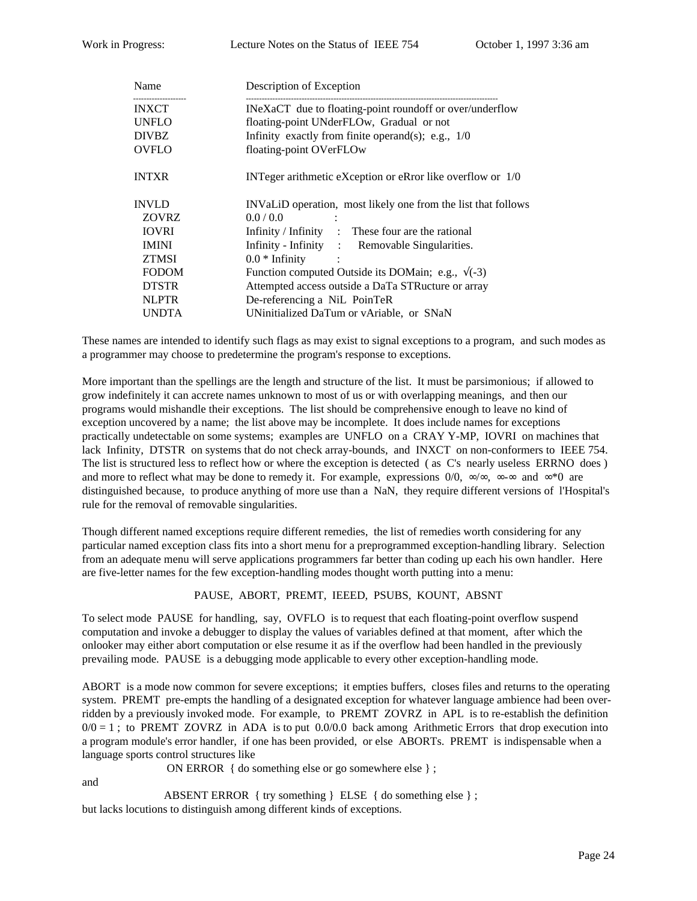| Name | Description of Exception |
| --- | --- |
| INXCT | INeXaCT due to floating-point roundoff or over/underflow |
| UNFLO | floating-point UNderFLOw, Gradual or not |
| DIVBZ | Infinity exactly from finite operand(s); e.g., 1/0 |
| OVFLO | floating-point OVerFLOw |
| | |
| INTXR | INTeger arithmetic eXception or eRror like overflow or 1/0 |
| | |
| INVLD | INVaLiD operation, most likely one from the list that follows |
| ZOVRZ | 0.0 / 0.0 : |
| IOVRI | Infinity / Infinity : These four are the rational |
| IMINI | Infinity - Infinity : Removable Singularities. |
| ZTMSI | 0.0 * Infinity : |
| FODOM | Function computed Outside its DOMain; e.g., √(-3) |
| DTSTR | Attempted access outside a DaTa STRucture or array |
| NLPTR | De-referencing a NiL PoinTeR |
| UNDTA | UNinitialized DaTum or vAriable, or SNaN |

These names are intended to identify such flags as may exist to signal exceptions to a program, and such modes as a programmer may choose to predetermine the program's response to exceptions.

More important than the spellings are the length and structure of the list. It must be parsimonious; if allowed to grow indefinitely it can accrete names unknown to most of us or with overlapping meanings, and then our programs would mishandle their exceptions. The list should be comprehensive enough to leave no kind of exception uncovered by a name; the list above may be incomplete. It does include names for exceptions practically undetectable on some systems; examples are UNFLO on a CRAY Y-MP, IOVRI on machines that lack Infinity, DTSTR on systems that do not check array-bounds, and INXCT on non-conformers to IEEE 754. The list is structured less to reflect how or where the exception is detected ( as C's nearly useless ERRNO does ) and more to reflect what may be done to remedy it. For example, expressions 0/0, ∞/∞, ∞-∞ and ∞*0 are distinguished because, to produce anything of more use than a NaN, they require different versions of l'Hospital's rule for the removal of removable singularities.

Though different named exceptions require different remedies, the list of remedies worth considering for any particular named exception class fits into a short menu for a preprogrammed exception-handling library. Selection from an adequate menu will serve applications programmers far better than coding up each his own handler. Here are five-letter names for the few exception-handling modes thought worth putting into a menu:

PAUSE, ABORT, PREMT, IEEED, PSUBS, KOUNT, ABSNT

To select mode PAUSE for handling, say, OVFLO is to request that each floating-point overflow suspend computation and invoke a debugger to display the values of variables defined at that moment, after which the onlooker may either abort computation or else resume it as if the overflow had been handled in the previously prevailing mode. PAUSE is a debugging mode applicable to every other exception-handling mode.

ABORT is a mode now common for severe exceptions; it empties buffers, closes files and returns to the operating system. PREMT pre-empts the handling of a designated exception for whatever language ambience had been overridden by a previously invoked mode. For example, to PREMT ZOVRZ in APL is to re-establish the definition 0/0 = 1 ; to PREMT ZOVRZ in ADA is to put 0.0/0.0 back among Arithmetic Errors that drop execution into a program module's error handler, if one has been provided, or else ABORTs. PREMT is indispensable when a language sports control structures like

ON ERROR { do something else or go somewhere else } ;

and

ABSENT ERROR { try something } ELSE { do something else } ;

but lacks locutions to distinguish among different kinds of exceptions.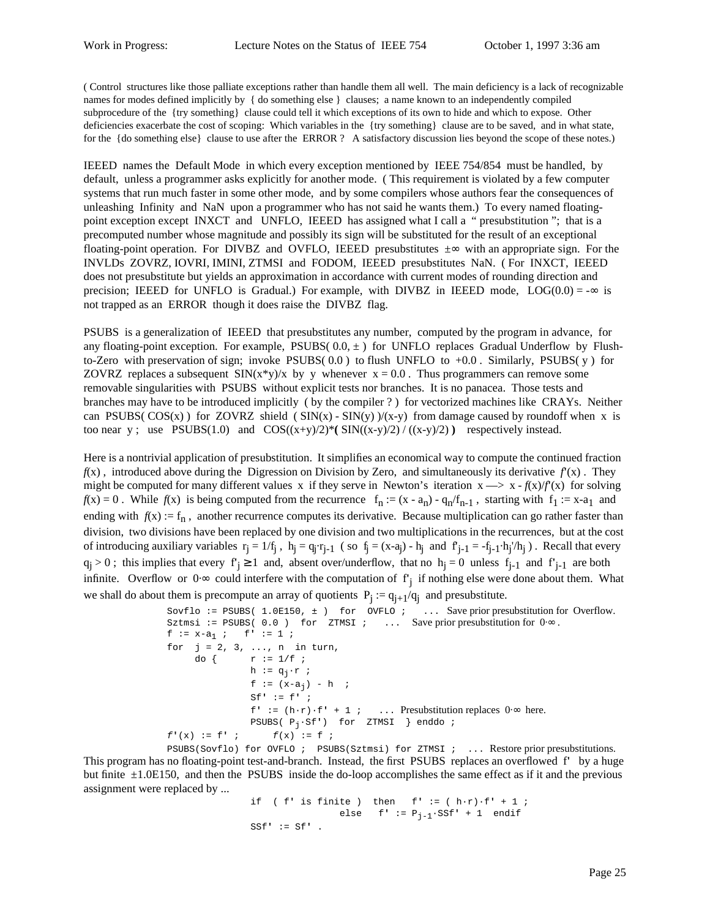( Control structures like those palliate exceptions rather than handle them all well. The main deficiency is a lack of recognizable names for modes defined implicitly by { do something else } clauses; a name known to an independently compiled subprocedure of the {try something} clause could tell it which exceptions of its own to hide and which to expose. Other deficiencies exacerbate the cost of scoping: Which variables in the {try something} clause are to be saved, and in what state, for the {do something else} clause to use after the ERROR ? A satisfactory discussion lies beyond the scope of these notes.)

IEEED names the Default Mode in which every exception mentioned by IEEE 754/854 must be handled, by default, unless a programmer asks explicitly for another mode. ( This requirement is violated by a few computer systems that run much faster in some other mode, and by some compilers whose authors fear the consequences of unleashing Infinity and NaN upon a programmer who has not said he wants them.) To every named floating-point exception except INXCT and UNFLO, IEEED has assigned what I call a " presubstitution "; that is a precomputed number whose magnitude and possibly its sign will be substituted for the result of an exceptional floating-point operation. For DIVBZ and OVFLO, IEEED presubstitutes $\pm\infty$ with an appropriate sign. For the INVLDs ZOVRZ, IOVRI, IMINI, ZTMSI and FODOM, IEEED presubstitutes NaN. ( For INXCT, IEEED does not presubstitute but yields an approximation in accordance with current modes of rounding direction and precision; IEEED for UNFLO is Gradual.) For example, with DIVBZ in IEEED mode, LOG(0.0) = $-\infty$ is not trapped as an ERROR though it does raise the DIVBZ flag.

PSUBS is a generalization of IEEED that presubstitutes any number, computed by the program in advance, for any floating-point exception. For example, PSUBS( 0.0, ± ) for UNFLO replaces Gradual Underflow by Flush-to-Zero with preservation of sign; invoke PSUBS( 0.0 ) to flush UNFLO to +0.0 . Similarly, PSUBS( y ) for ZOVRZ replaces a subsequent SIN(x*y)/x by y whenever x = 0.0 . Thus programmers can remove some removable singularities with PSUBS without explicit tests nor branches. It is no panacea. Those tests and branches may have to be introduced implicitly ( by the compiler ? ) for vectorized machines like CRAYs. Neither can PSUBS( COS(x) ) for ZOVRZ shield ( SIN(x) - SIN(y) )/(x-y) from damage caused by roundoff when x is too near y ; use PSUBS(1.0) and COS((x+y)/2)***(** SIN((x-y)/2) / ((x-y)/2) **)** respectively instead.

Here is a nontrivial application of presubstitution. It simplifies an economical way to compute the continued fraction $f(x)$ , introduced above during the Digression on Division by Zero, and simultaneously its derivative $f'(x)$ . They might be computed for many different values x if they serve in Newton's iteration $x \longrightarrow x - f(x)/f'(x)$ for solving $f(x) = 0$ . While $f(x)$ is being computed from the recurrence $f_n := (x - a_n) - q_n/f_{n-1}$ , starting with $f_1 := x-a_1$ and ending with $f(x) := f_n$ , another recurrence computes its derivative. Because multiplication can go rather faster than division, two divisions have been replaced by one division and two multiplications in the recurrences, but at the cost of introducing auxiliary variables $r_j = 1/f_j$ , $h_j = q_j \cdot r_{j-1}$ ( so $f_j = (x-a_j) - h_j$ and $f'_{j-1} = -f_{j-1} \cdot h_j'/h_j$ ) . Recall that every $q_j > 0$ ; this implies that every $f'_j \geq 1$ and, absent over/underflow, that no $h_j = 0$ unless $f_{j-1}$ and $f'_{j-1}$ are both infinite. Overflow or $0 \cdot \infty$ could interfere with the computation of $f'_j$ if nothing else were done about them. What we shall do about them is precompute an array of quotients $P_j := q_{j+1}/q_j$ and presubstitute.

```
Sovflo := PSUBS( 1.0E150, ± )  for  OVFLO ;    ... Save prior presubstitution for Overflow.
Sztmsi := PSUBS( 0.0 )  for  ZTMSI ;    ...  Save prior presubstitution for 0·∞ .
f := x-a1 ;   f' := 1 ;
for  j = 2, 3, ..., n  in turn,
     do {      r := 1/f ;
               h := qj·r ;
               f := (x-aj) - h  ;
               Sf' := f' ;
               f' := (h·r)·f' + 1 ;    ... Presubstitution replaces 0·∞ here.
               PSUBS( Pj·Sf')  for  ZTMSI  } enddo ;
f'(x) := f' ;      f(x) := f ;
PSUBS(Sovflo) for OVFLO ;  PSUBS(Sztmsi) for ZTMSI ;  ... Restore prior presubstitutions.
```

This program has no floating-point test-and-branch. Instead, the first PSUBS replaces an overflowed f' by a huge but finite ±1.0E150, and then the PSUBS inside the do-loop accomplishes the same effect as if it and the previous assignment were replaced by ...

```
if  ( f' is finite )  then   f' := ( h·r)·f' + 1 ;
                  else   f' := Pj-1·SSf' + 1  endif
SSf' := Sf' .
```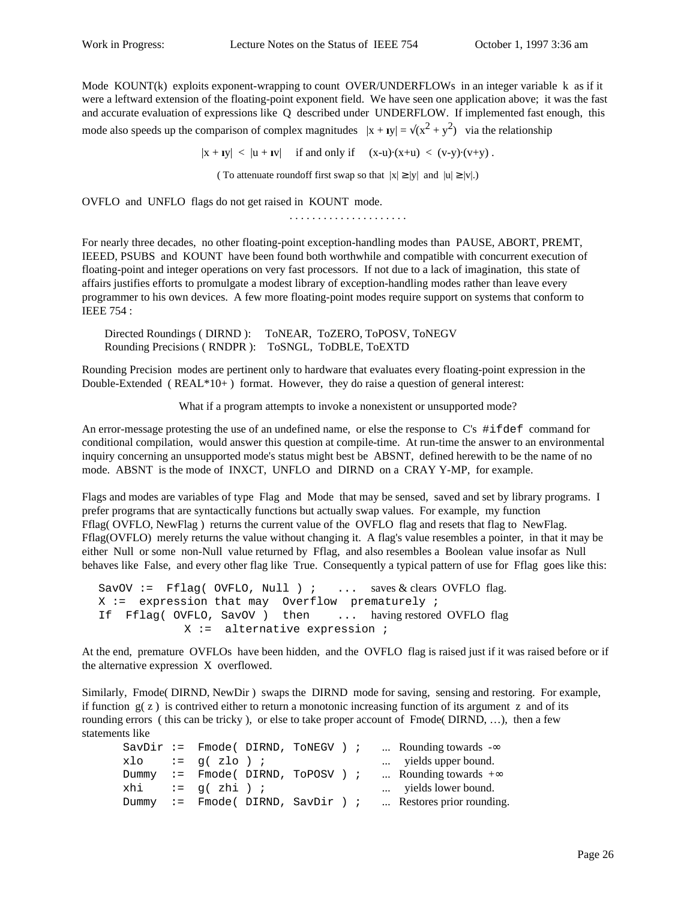Mode KOUNT(k) exploits exponent-wrapping to count OVER/UNDERFLOWs in an integer variable k as if it were a leftward extension of the floating-point exponent field. We have seen one application above; it was the fast and accurate evaluation of expressions like Q described under UNDERFLOW. If implemented fast enough, this mode also speeds up the comparison of complex magnitudes $|x + ıy| = \sqrt{(x^2 + y^2)}$ via the relationship

$$|x + ıy| < |u + ıv| \quad \text{if and only if} \quad (x-u)\cdot(x+u) < (v-y)\cdot(v+y) .$$

( To attenuate roundoff first swap so that $|x| \ge |y|$ and $|u| \ge |v|$.)

OVFLO and UNFLO flags do not get raised in KOUNT mode.

. . . . . . . . . . . . . . . . . . . . .

For nearly three decades, no other floating-point exception-handling modes than PAUSE, ABORT, PREMT, IEEED, PSUBS and KOUNT have been found both worthwhile and compatible with concurrent execution of floating-point and integer operations on very fast processors. If not due to a lack of imagination, this state of affairs justifies efforts to promulgate a modest library of exception-handling modes rather than leave every programmer to his own devices. A few more floating-point modes require support on systems that conform to IEEE 754 :

Directed Roundings ( DIRND ): ToNEAR, ToZERO, ToPOSV, ToNEGV
Rounding Precisions ( RNDPR ): ToSNGL, ToDBLE, ToEXTD

Rounding Precision modes are pertinent only to hardware that evaluates every floating-point expression in the Double-Extended ( REAL*10+ ) format. However, they do raise a question of general interest:

What if a program attempts to invoke a nonexistent or unsupported mode?

An error-message protesting the use of an undefined name, or else the response to C's `#ifdef` command for conditional compilation, would answer this question at compile-time. At run-time the answer to an environmental inquiry concerning an unsupported mode's status might best be ABSNT, defined herewith to be the name of no mode. ABSNT is the mode of INXCT, UNFLO and DIRND on a CRAY Y-MP, for example.

Flags and modes are variables of type Flag and Mode that may be sensed, saved and set by library programs. I prefer programs that are syntactically functions but actually swap values. For example, my function Fflag( OVFLO, NewFlag ) returns the current value of the OVFLO flag and resets that flag to NewFlag. Fflag(OVFLO) merely returns the value without changing it. A flag's value resembles a pointer, in that it may be either Null or some non-Null value returned by Fflag, and also resembles a Boolean value insofar as Null behaves like False, and every other flag like True. Consequently a typical pattern of use for Fflag goes like this:

```
SavOV :=  Fflag( OVFLO, Null ) ;    ...  saves & clears OVFLO flag.
X :=  expression that may  Overflow  prematurely ;
If  Fflag( OVFLO, SavOV )  then     ...  having restored OVFLO flag
          X :=  alternative expression ;
```

At the end, premature OVFLOs have been hidden, and the OVFLO flag is raised just if it was raised before or if the alternative expression X overflowed.

Similarly, Fmode( DIRND, NewDir ) swaps the DIRND mode for saving, sensing and restoring. For example, if function g( z ) is contrived either to return a monotonic increasing function of its argument z and of its rounding errors ( this can be tricky ), or else to take proper account of Fmode( DIRND, …), then a few statements like

```
SavDir :=  Fmode( DIRND, ToNEGV ) ;    ...  Rounding towards -∞
xlo    :=  g( zlo ) ;                  ...    yields upper bound.
Dummy  :=  Fmode( DIRND, ToPOSV ) ;    ...  Rounding towards +∞
xhi    :=  g( zhi ) ;                  ...    yields lower bound.
Dummy  :=  Fmode( DIRND, SavDir ) ;    ...  Restores prior rounding.
```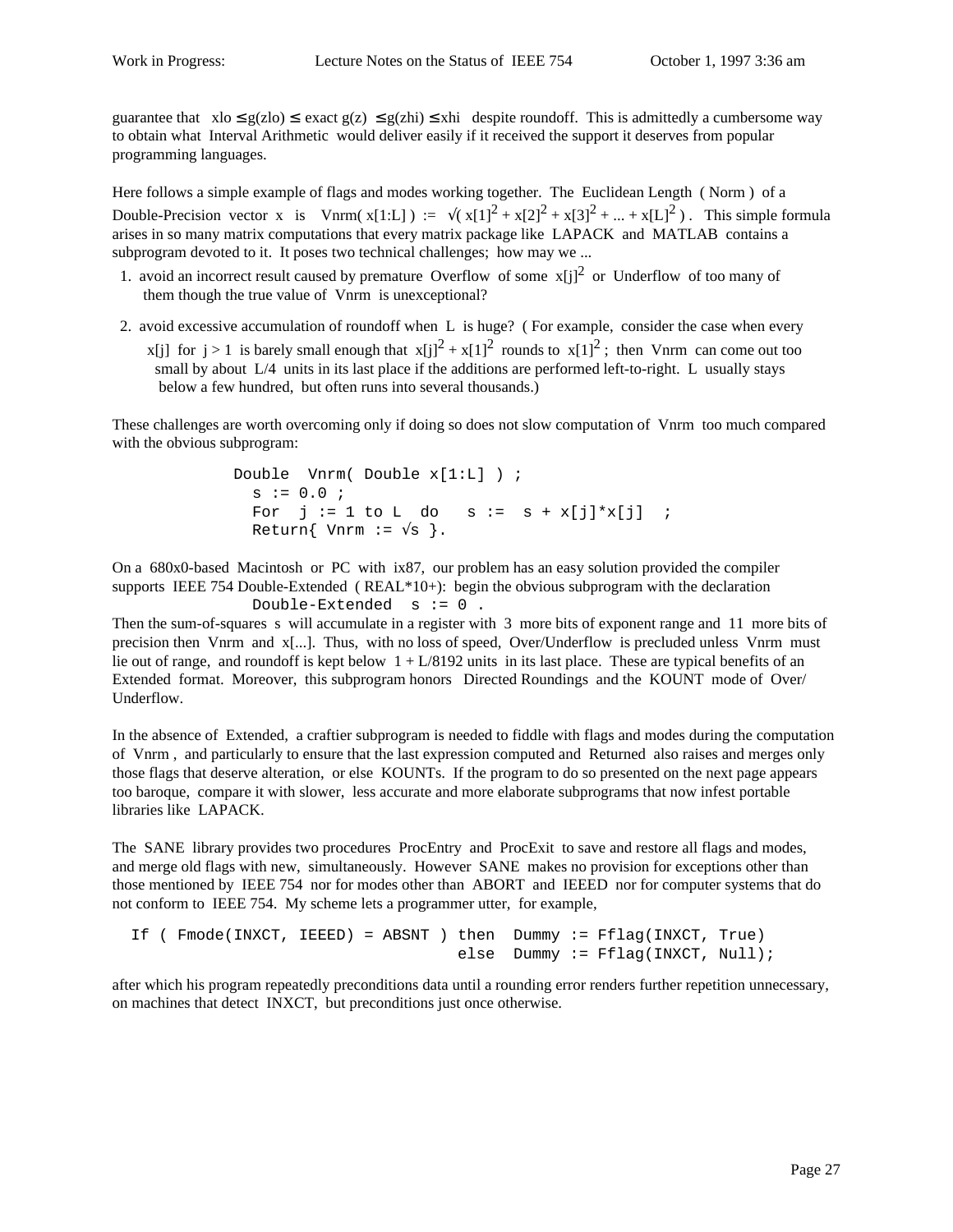guarantee that $xlo \le g(zlo) \le$ exact $g(z) \le g(zhi) \le xhi$ despite roundoff. This is admittedly a cumbersome way to obtain what Interval Arithmetic would deliver easily if it received the support it deserves from popular programming languages.

Here follows a simple example of flags and modes working together. The Euclidean Length ( Norm ) of a Double-Precision vector x is Vnrm( x[1:L] ) := $\sqrt{(x[1]^2 + x[2]^2 + x[3]^2 + ... + x[L]^2)}$ . This simple formula arises in so many matrix computations that every matrix package like LAPACK and MATLAB contains a subprogram devoted to it. It poses two technical challenges; how may we ...

1. avoid an incorrect result caused by premature Overflow of some $x[j]^2$ or Underflow of too many of them though the true value of Vnrm is unexceptional?

2. avoid excessive accumulation of roundoff when L is huge? ( For example, consider the case when every x[j] for $j > 1$ is barely small enough that $x[j]^2 + x[1]^2$ rounds to $x[1]^2$ ; then Vnrm can come out too small by about L/4 units in its last place if the additions are performed left-to-right. L usually stays below a few hundred, but often runs into several thousands.)

These challenges are worth overcoming only if doing so does not slow computation of Vnrm too much compared with the obvious subprogram:

```
Double  Vnrm( Double x[1:L] ) ;
  s := 0.0 ;
  For  j := 1 to L  do   s :=  s + x[j]*x[j]  ;
  Return{ Vnrm := √s }.
```

On a 680x0-based Macintosh or PC with ix87, our problem has an easy solution provided the compiler supports IEEE 754 Double-Extended ( REAL*10+): begin the obvious subprogram with the declaration

```
Double-Extended  s := 0 .
```

Then the sum-of-squares s will accumulate in a register with 3 more bits of exponent range and 11 more bits of precision then Vnrm and x[...]. Thus, with no loss of speed, Over/Underflow is precluded unless Vnrm must lie out of range, and roundoff is kept below 1 + L/8192 units in its last place. These are typical benefits of an Extended format. Moreover, this subprogram honors Directed Roundings and the KOUNT mode of Over/ Underflow.

In the absence of Extended, a craftier subprogram is needed to fiddle with flags and modes during the computation of Vnrm , and particularly to ensure that the last expression computed and Returned also raises and merges only those flags that deserve alteration, or else KOUNTs. If the program to do so presented on the next page appears too baroque, compare it with slower, less accurate and more elaborate subprograms that now infest portable libraries like LAPACK.

The SANE library provides two procedures ProcEntry and ProcExit to save and restore all flags and modes, and merge old flags with new, simultaneously. However SANE makes no provision for exceptions other than those mentioned by IEEE 754 nor for modes other than ABORT and IEEED nor for computer systems that do not conform to IEEE 754. My scheme lets a programmer utter, for example,

```
If ( Fmode(INXCT, IEEED) = ABSNT ) then  Dummy := Fflag(INXCT, True)
                                   else  Dummy := Fflag(INXCT, Null);
```

after which his program repeatedly preconditions data until a rounding error renders further repetition unnecessary, on machines that detect INXCT, but preconditions just once otherwise.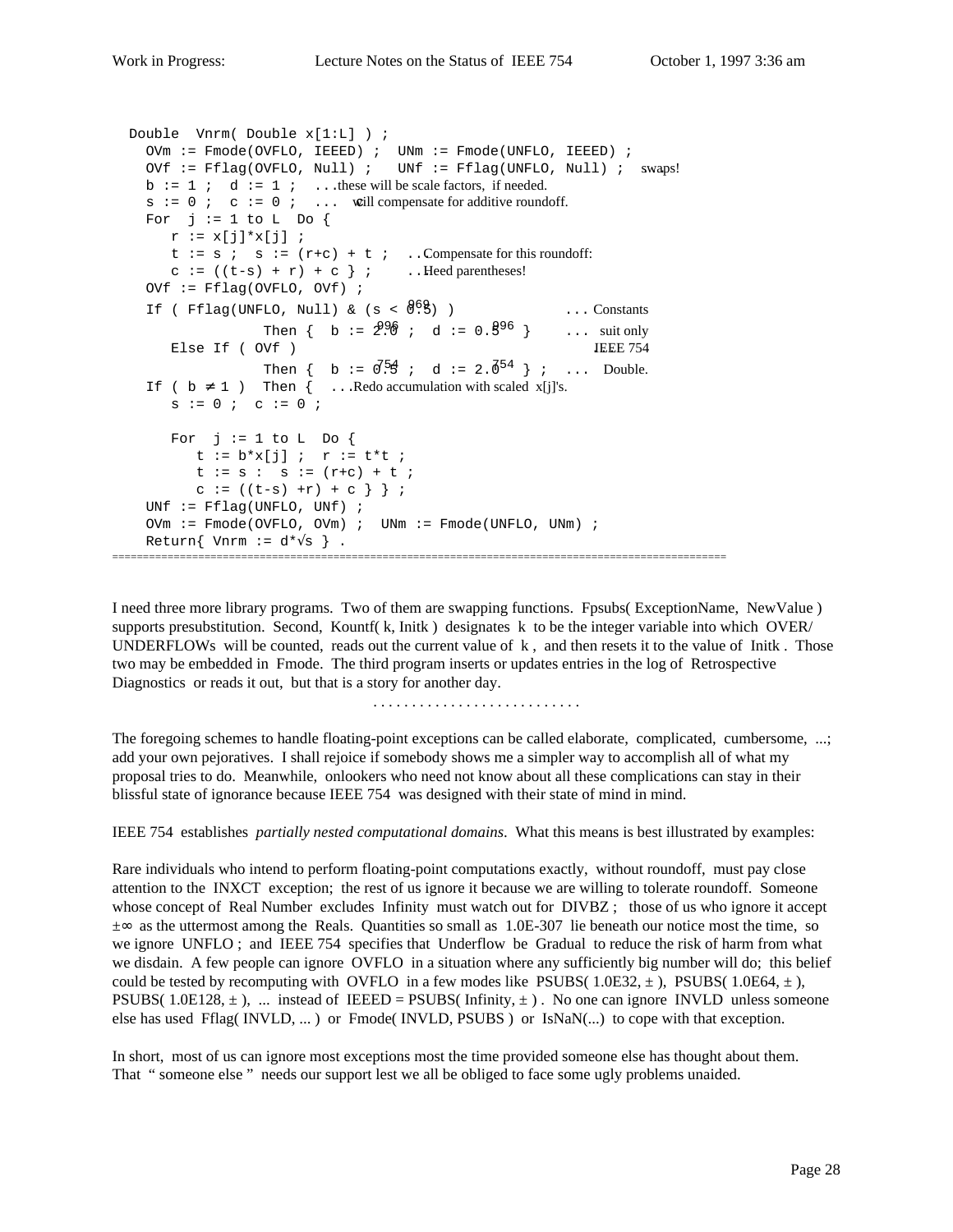```
Double  Vnrm( Double x[1:L] ) ;
   OVm := Fmode(OVFLO, IEEED) ;  UNm := Fmode(UNFLO, IEEED) ;
   OVf := Fflag(OVFLO, Null) ;   UNf := Fflag(UNFLO, Null) ;   swaps!
   b := 1 ;  d := 1 ;  ... these will be scale factors, if needed.
   s := 0 ;  c := 0 ;  ...  c will compensate for additive roundoff.
   For  j := 1 to L  Do {
      r := x[j]*x[j] ;
      t := s ;  s := (r+c) + t ;  ... Compensate for this roundoff:
      c := ((t-s) + r) + c } ;     ... Heed parentheses!
   OVf := Fflag(OVFLO, OVf) ;
   If ( Fflag(UNFLO, Null) & (s < 0.5^969) )              ... Constants
                Then {  b := 2.0^996 ;  d := 0.5^996 }     ...  suit only
      Else If ( OVf )                                           IEEE 754
                Then {  b := 0.5^754 ;  d := 2.0^754 } ;  ...  Double.
   If ( b ≠ 1 )  Then {  ... Redo accumulation with scaled  x[j]'s.
      s := 0 ;  c := 0 ;

      For  j := 1 to L  Do {
         t := b*x[j] ;  r := t*t ;
         t := s :  s := (r+c) + t ;
         c := ((t-s) +r) + c } } ;
   UNf := Fflag(UNFLO, UNf) ;
   OVm := Fmode(OVFLO, OVm) ;  UNm := Fmode(UNFLO, UNm) ;
   Return{ Vnrm := d*√s } .
```

I need three more library programs. Two of them are swapping functions. Fpsubs( ExceptionName, NewValue ) supports presubstitution. Second, Kountf( k, Initk ) designates k to be the integer variable into which OVER/ UNDERFLOWs will be counted, reads out the current value of k , and then resets it to the value of Initk . Those two may be embedded in Fmode. The third program inserts or updates entries in the log of Retrospective Diagnostics or reads it out, but that is a story for another day.

. . . . . . . . . . . . . . . . . . . . . . . . . .

The foregoing schemes to handle floating-point exceptions can be called elaborate, complicated, cumbersome, ...; add your own pejoratives. I shall rejoice if somebody shows me a simpler way to accomplish all of what my proposal tries to do. Meanwhile, onlookers who need not know about all these complications can stay in their blissful state of ignorance because IEEE 754 was designed with their state of mind in mind.

IEEE 754 establishes *partially nested computational domains*. What this means is best illustrated by examples:

Rare individuals who intend to perform floating-point computations exactly, without roundoff, must pay close attention to the INXCT exception; the rest of us ignore it because we are willing to tolerate roundoff. Someone whose concept of Real Number excludes Infinity must watch out for DIVBZ ; those of us who ignore it accept $\pm\infty$ as the uttermost among the Reals. Quantities so small as 1.0E-307 lie beneath our notice most the time, so we ignore UNFLO ; and IEEE 754 specifies that Underflow be Gradual to reduce the risk of harm from what we disdain. A few people can ignore OVFLO in a situation where any sufficiently big number will do; this belief could be tested by recomputing with OVFLO in a few modes like PSUBS( 1.0E32, ± ), PSUBS( 1.0E64, ± ), PSUBS( 1.0E128, ± ), ... instead of IEEED = PSUBS( Infinity, ± ) . No one can ignore INVLD unless someone else has used Fflag( INVLD, ... ) or Fmode( INVLD, PSUBS ) or IsNaN(...) to cope with that exception.

In short, most of us can ignore most exceptions most the time provided someone else has thought about them. That " someone else " needs our support lest we all be obliged to face some ugly problems unaided.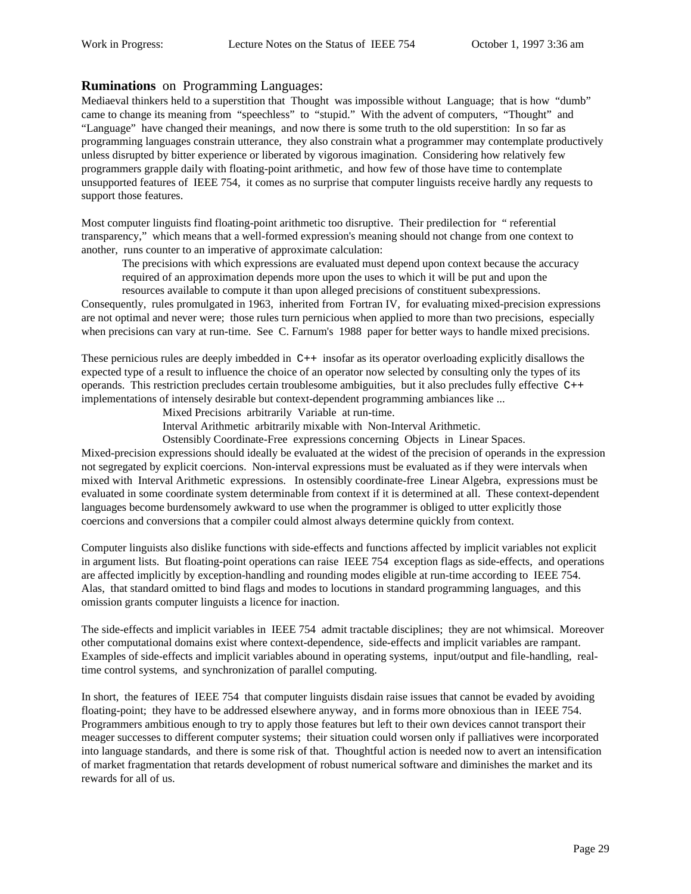**Ruminations** on Programming Languages:

Mediaeval thinkers held to a superstition that Thought was impossible without Language; that is how "dumb" came to change its meaning from "speechless" to "stupid." With the advent of computers, "Thought" and "Language" have changed their meanings, and now there is some truth to the old superstition: In so far as programming languages constrain utterance, they also constrain what a programmer may contemplate productively unless disrupted by bitter experience or liberated by vigorous imagination. Considering how relatively few programmers grapple daily with floating-point arithmetic, and how few of those have time to contemplate unsupported features of IEEE 754, it comes as no surprise that computer linguists receive hardly any requests to support those features.

Most computer linguists find floating-point arithmetic too disruptive. Their predilection for " referential transparency," which means that a well-formed expression's meaning should not change from one context to another, runs counter to an imperative of approximate calculation:

> The precisions with which expressions are evaluated must depend upon context because the accuracy required of an approximation depends more upon the uses to which it will be put and upon the resources available to compute it than upon alleged precisions of constituent subexpressions.

Consequently, rules promulgated in 1963, inherited from Fortran IV, for evaluating mixed-precision expressions are not optimal and never were; those rules turn pernicious when applied to more than two precisions, especially when precisions can vary at run-time. See C. Farnum's 1988 paper for better ways to handle mixed precisions.

These pernicious rules are deeply imbedded in `C++` insofar as its operator overloading explicitly disallows the expected type of a result to influence the choice of an operator now selected by consulting only the types of its operands. This restriction precludes certain troublesome ambiguities, but it also precludes fully effective `C++` implementations of intensely desirable but context-dependent programming ambiances like ...

> Mixed Precisions arbitrarily Variable at run-time.
> Interval Arithmetic arbitrarily mixable with Non-Interval Arithmetic.
> Ostensibly Coordinate-Free expressions concerning Objects in Linear Spaces.

Mixed-precision expressions should ideally be evaluated at the widest of the precision of operands in the expression not segregated by explicit coercions. Non-interval expressions must be evaluated as if they were intervals when mixed with Interval Arithmetic expressions. In ostensibly coordinate-free Linear Algebra, expressions must be evaluated in some coordinate system determinable from context if it is determined at all. These context-dependent languages become burdensomely awkward to use when the programmer is obliged to utter explicitly those coercions and conversions that a compiler could almost always determine quickly from context.

Computer linguists also dislike functions with side-effects and functions affected by implicit variables not explicit in argument lists. But floating-point operations can raise IEEE 754 exception flags as side-effects, and operations are affected implicitly by exception-handling and rounding modes eligible at run-time according to IEEE 754. Alas, that standard omitted to bind flags and modes to locutions in standard programming languages, and this omission grants computer linguists a licence for inaction.

The side-effects and implicit variables in IEEE 754 admit tractable disciplines; they are not whimsical. Moreover other computational domains exist where context-dependence, side-effects and implicit variables are rampant. Examples of side-effects and implicit variables abound in operating systems, input/output and file-handling, real-time control systems, and synchronization of parallel computing.

In short, the features of IEEE 754 that computer linguists disdain raise issues that cannot be evaded by avoiding floating-point; they have to be addressed elsewhere anyway, and in forms more obnoxious than in IEEE 754. Programmers ambitious enough to try to apply those features but left to their own devices cannot transport their meager successes to different computer systems; their situation could worsen only if palliatives were incorporated into language standards, and there is some risk of that. Thoughtful action is needed now to avert an intensification of market fragmentation that retards development of robust numerical software and diminishes the market and its rewards for all of us.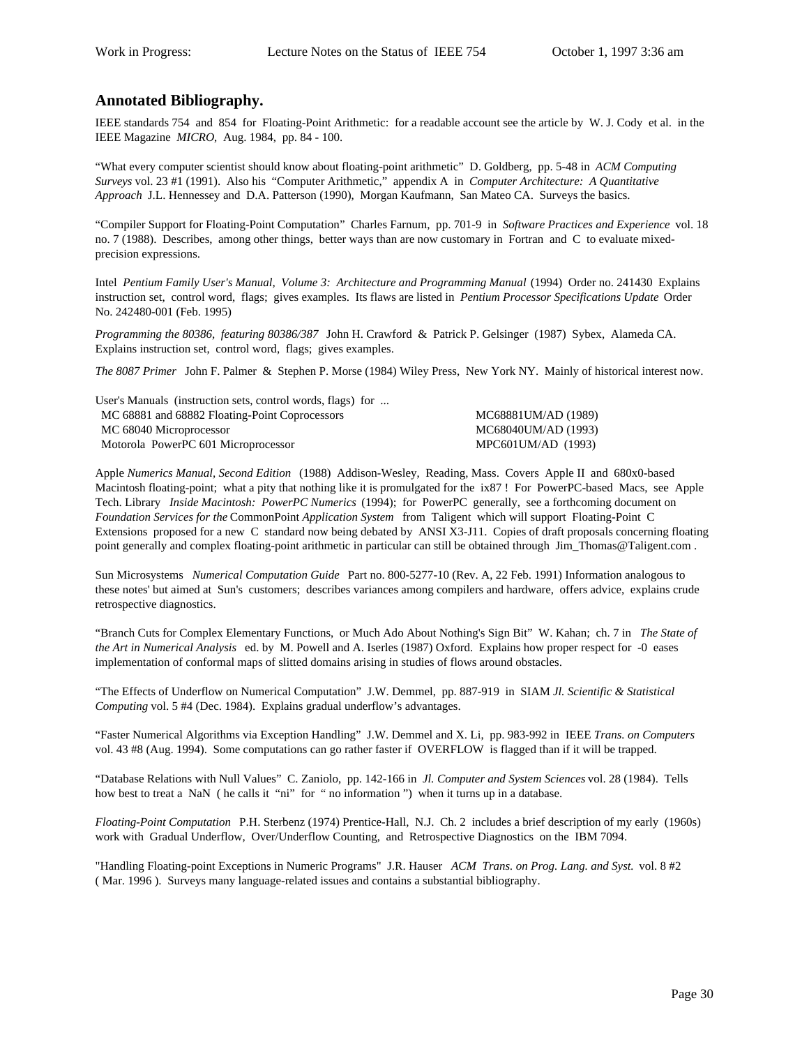## Annotated Bibliography.

IEEE standards 754 and 854 for Floating-Point Arithmetic: for a readable account see the article by W. J. Cody et al. in the IEEE Magazine *MICRO*, Aug. 1984, pp. 84 - 100.

"What every computer scientist should know about floating-point arithmetic" D. Goldberg, pp. 5-48 in *ACM Computing Surveys* vol. 23 #1 (1991). Also his "Computer Arithmetic," appendix A in *Computer Architecture: A Quantitative Approach* J.L. Hennessey and D.A. Patterson (1990), Morgan Kaufmann, San Mateo CA. Surveys the basics.

"Compiler Support for Floating-Point Computation" Charles Farnum, pp. 701-9 in *Software Practices and Experience* vol. 18 no. 7 (1988). Describes, among other things, better ways than are now customary in Fortran and C to evaluate mixed-precision expressions.

Intel *Pentium Family User's Manual, Volume 3: Architecture and Programming Manual* (1994) Order no. 241430 Explains instruction set, control word, flags; gives examples. Its flaws are listed in *Pentium Processor Specifications Update* Order No. 242480-001 (Feb. 1995)

*Programming the 80386, featuring 80386/387* John H. Crawford & Patrick P. Gelsinger (1987) Sybex, Alameda CA. Explains instruction set, control word, flags; gives examples.

*The 8087 Primer* John F. Palmer & Stephen P. Morse (1984) Wiley Press, New York NY. Mainly of historical interest now.

User's Manuals (instruction sets, control words, flags) for ...

| | |
|---|---|
| MC 68881 and 68882 Floating-Point Coprocessors | MC68881UM/AD (1989) |
| MC 68040 Microprocessor | MC68040UM/AD (1993) |
| Motorola PowerPC 601 Microprocessor | MPC601UM/AD (1993) |

Apple *Numerics Manual, Second Edition* (1988) Addison-Wesley, Reading, Mass. Covers Apple II and 680x0-based Macintosh floating-point; what a pity that nothing like it is promulgated for the ix87 ! For PowerPC-based Macs, see Apple Tech. Library *Inside Macintosh: PowerPC Numerics* (1994); for PowerPC generally, see a forthcoming document on *Foundation Services for the* CommonPoint *Application System* from Taligent which will support Floating-Point C Extensions proposed for a new C standard now being debated by ANSI X3-J11. Copies of draft proposals concerning floating point generally and complex floating-point arithmetic in particular can still be obtained through Jim_Thomas@Taligent.com .

Sun Microsystems *Numerical Computation Guide* Part no. 800-5277-10 (Rev. A, 22 Feb. 1991) Information analogous to these notes' but aimed at Sun's customers; describes variances among compilers and hardware, offers advice, explains crude retrospective diagnostics.

"Branch Cuts for Complex Elementary Functions, or Much Ado About Nothing's Sign Bit" W. Kahan; ch. 7 in *The State of the Art in Numerical Analysis* ed. by M. Powell and A. Iserles (1987) Oxford. Explains how proper respect for -0 eases implementation of conformal maps of slitted domains arising in studies of flows around obstacles.

"The Effects of Underflow on Numerical Computation" J.W. Demmel, pp. 887-919 in SIAM *Jl. Scientific & Statistical Computing* vol. 5 #4 (Dec. 1984). Explains gradual underflow's advantages.

"Faster Numerical Algorithms via Exception Handling" J.W. Demmel and X. Li, pp. 983-992 in IEEE *Trans. on Computers* vol. 43 #8 (Aug. 1994). Some computations can go rather faster if OVERFLOW is flagged than if it will be trapped.

"Database Relations with Null Values" C. Zaniolo, pp. 142-166 in *Jl. Computer and System Sciences* vol. 28 (1984). Tells how best to treat a NaN ( he calls it "ni" for " no information ") when it turns up in a database.

*Floating-Point Computation* P.H. Sterbenz (1974) Prentice-Hall, N.J. Ch. 2 includes a brief description of my early (1960s) work with Gradual Underflow, Over/Underflow Counting, and Retrospective Diagnostics on the IBM 7094.

"Handling Floating-point Exceptions in Numeric Programs" J.R. Hauser *ACM Trans. on Prog. Lang. and Syst.* vol. 8 #2 ( Mar. 1996 ). Surveys many language-related issues and contains a substantial bibliography.